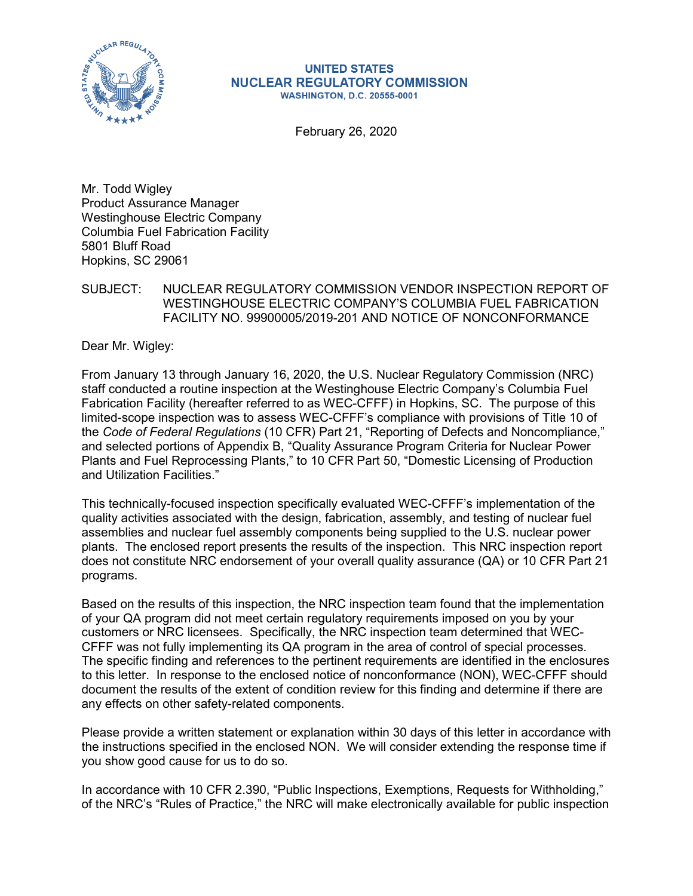**UNITED STATES**
**NUCLEAR REGULATORY COMMISSION**
**WASHINGTON, D.C. 20555-0001**

February 26, 2020

Mr. Todd Wigley
Product Assurance Manager
Westinghouse Electric Company
Columbia Fuel Fabrication Facility
5801 Bluff Road
Hopkins, SC 29061

SUBJECT: NUCLEAR REGULATORY COMMISSION VENDOR INSPECTION REPORT OF WESTINGHOUSE ELECTRIC COMPANY'S COLUMBIA FUEL FABRICATION FACILITY NO. 99900005/2019-201 AND NOTICE OF NONCONFORMANCE

Dear Mr. Wigley:

From January 13 through January 16, 2020, the U.S. Nuclear Regulatory Commission (NRC) staff conducted a routine inspection at the Westinghouse Electric Company's Columbia Fuel Fabrication Facility (hereafter referred to as WEC-CFFF) in Hopkins, SC. The purpose of this limited-scope inspection was to assess WEC-CFFF's compliance with provisions of Title 10 of the *Code of Federal Regulations* (10 CFR) Part 21, "Reporting of Defects and Noncompliance," and selected portions of Appendix B, "Quality Assurance Program Criteria for Nuclear Power Plants and Fuel Reprocessing Plants," to 10 CFR Part 50, "Domestic Licensing of Production and Utilization Facilities."

This technically-focused inspection specifically evaluated WEC-CFFF's implementation of the quality activities associated with the design, fabrication, assembly, and testing of nuclear fuel assemblies and nuclear fuel assembly components being supplied to the U.S. nuclear power plants. The enclosed report presents the results of the inspection. This NRC inspection report does not constitute NRC endorsement of your overall quality assurance (QA) or 10 CFR Part 21 programs.

Based on the results of this inspection, the NRC inspection team found that the implementation of your QA program did not meet certain regulatory requirements imposed on you by your customers or NRC licensees. Specifically, the NRC inspection team determined that WEC-CFFF was not fully implementing its QA program in the area of control of special processes. The specific finding and references to the pertinent requirements are identified in the enclosures to this letter. In response to the enclosed notice of nonconformance (NON), WEC-CFFF should document the results of the extent of condition review for this finding and determine if there are any effects on other safety-related components.

Please provide a written statement or explanation within 30 days of this letter in accordance with the instructions specified in the enclosed NON. We will consider extending the response time if you show good cause for us to do so.

In accordance with 10 CFR 2.390, "Public Inspections, Exemptions, Requests for Withholding," of the NRC's "Rules of Practice," the NRC will make electronically available for public inspection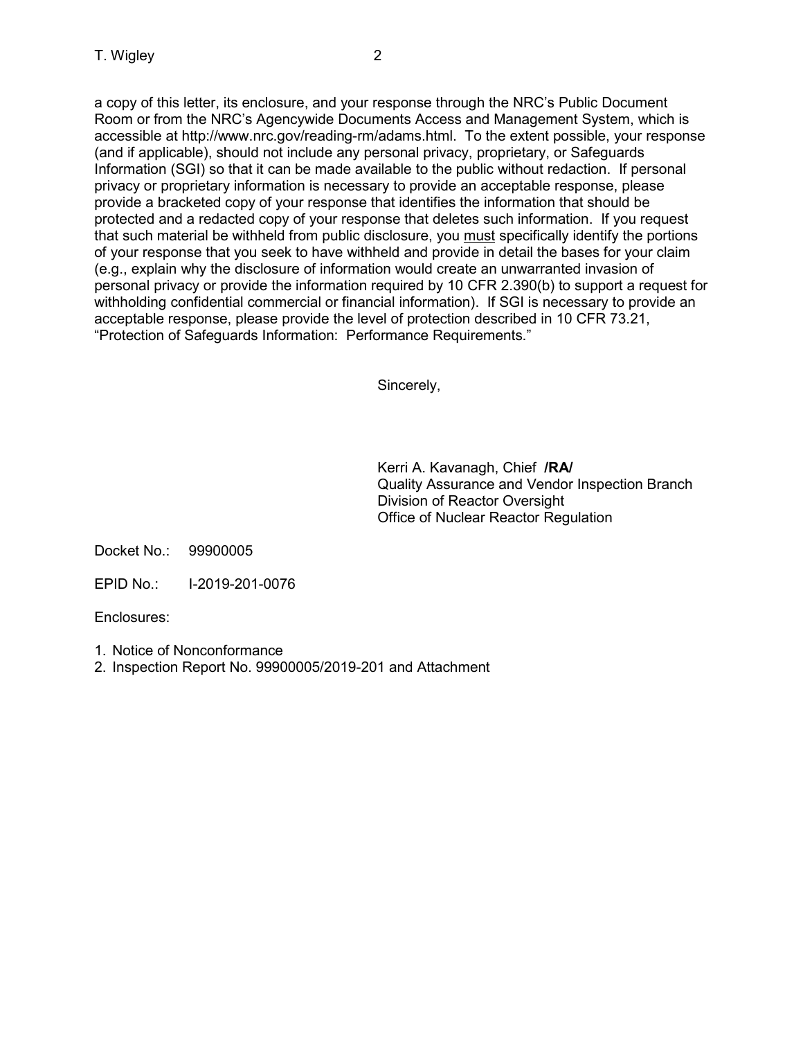a copy of this letter, its enclosure, and your response through the NRC's Public Document Room or from the NRC's Agencywide Documents Access and Management System, which is accessible at http://www.nrc.gov/reading-rm/adams.html. To the extent possible, your response (and if applicable), should not include any personal privacy, proprietary, or Safeguards Information (SGI) so that it can be made available to the public without redaction. If personal privacy or proprietary information is necessary to provide an acceptable response, please provide a bracketed copy of your response that identifies the information that should be protected and a redacted copy of your response that deletes such information. If you request that such material be withheld from public disclosure, you must specifically identify the portions of your response that you seek to have withheld and provide in detail the bases for your claim (e.g., explain why the disclosure of information would create an unwarranted invasion of personal privacy or provide the information required by 10 CFR 2.390(b) to support a request for withholding confidential commercial or financial information). If SGI is necessary to provide an acceptable response, please provide the level of protection described in 10 CFR 73.21, "Protection of Safeguards Information: Performance Requirements."

Sincerely,

Kerri A. Kavanagh, Chief **/RA/**
Quality Assurance and Vendor Inspection Branch
Division of Reactor Oversight
Office of Nuclear Reactor Regulation

Docket No.: 99900005

EPID No.: I-2019-201-0076

Enclosures:

1. Notice of Nonconformance
2. Inspection Report No. 99900005/2019-201 and Attachment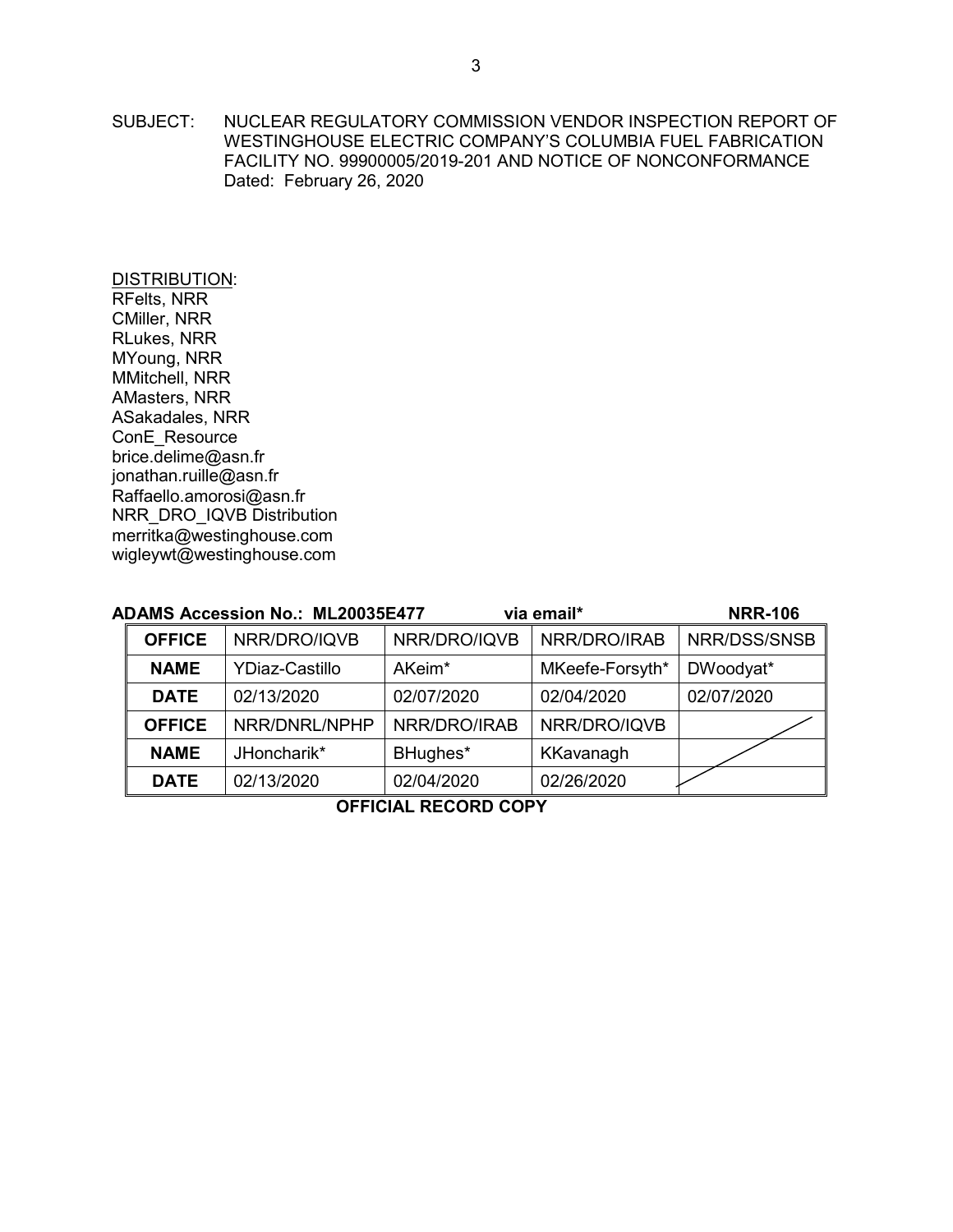SUBJECT: NUCLEAR REGULATORY COMMISSION VENDOR INSPECTION REPORT OF WESTINGHOUSE ELECTRIC COMPANY'S COLUMBIA FUEL FABRICATION FACILITY NO. 99900005/2019-201 AND NOTICE OF NONCONFORMANCE
Dated: February 26, 2020

DISTRIBUTION:
RFelts, NRR
CMiller, NRR
RLukes, NRR
MYoung, NRR
MMitchell, NRR
AMasters, NRR
ASakadales, NRR
ConE_Resource
brice.delime@asn.fr
jonathan.ruille@asn.fr
Raffaello.amorosi@asn.fr
NRR_DRO_IQVB Distribution
merritka@westinghouse.com
wigleywt@westinghouse.com

**ADAMS Accession No.: ML20035E477** **via email*** **NRR-106**

| **OFFICE** | NRR/DRO/IQVB | NRR/DRO/IQVB | NRR/DRO/IRAB | NRR/DSS/SNSB |
|---|---|---|---|---|
| **NAME** | YDiaz-Castillo | AKeim* | MKeefe-Forsyth* | DWoodyat* |
| **DATE** | 02/13/2020 | 02/07/2020 | 02/04/2020 | 02/07/2020 |
| **OFFICE** | NRR/DNRL/NPHP | NRR/DRO/IRAB | NRR/DRO/IQVB | |
| **NAME** | JHoncharik* | BHughes* | KKavanagh | |
| **DATE** | 02/13/2020 | 02/04/2020 | 02/26/2020 | |

**OFFICIAL RECORD COPY**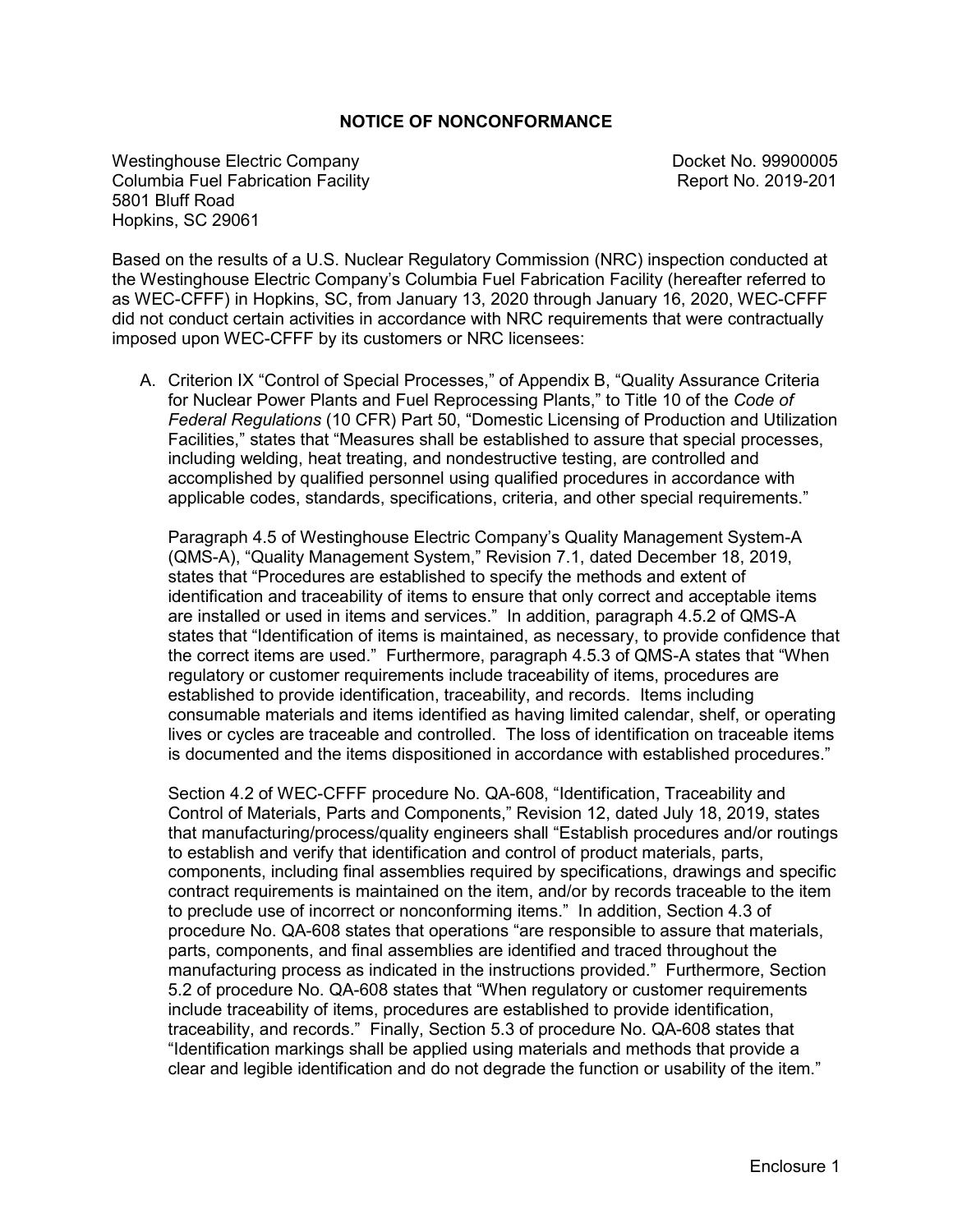# NOTICE OF NONCONFORMANCE

Westinghouse Electric Company
Columbia Fuel Fabrication Facility
5801 Bluff Road
Hopkins, SC 29061

Docket No. 99900005
Report No. 2019-201

Based on the results of a U.S. Nuclear Regulatory Commission (NRC) inspection conducted at the Westinghouse Electric Company's Columbia Fuel Fabrication Facility (hereafter referred to as WEC-CFFF) in Hopkins, SC, from January 13, 2020 through January 16, 2020, WEC-CFFF did not conduct certain activities in accordance with NRC requirements that were contractually imposed upon WEC-CFFF by its customers or NRC licensees:

A. Criterion IX "Control of Special Processes," of Appendix B, "Quality Assurance Criteria for Nuclear Power Plants and Fuel Reprocessing Plants," to Title 10 of the *Code of Federal Regulations* (10 CFR) Part 50, "Domestic Licensing of Production and Utilization Facilities," states that "Measures shall be established to assure that special processes, including welding, heat treating, and nondestructive testing, are controlled and accomplished by qualified personnel using qualified procedures in accordance with applicable codes, standards, specifications, criteria, and other special requirements."

   Paragraph 4.5 of Westinghouse Electric Company's Quality Management System-A (QMS-A), "Quality Management System," Revision 7.1, dated December 18, 2019, states that "Procedures are established to specify the methods and extent of identification and traceability of items to ensure that only correct and acceptable items are installed or used in items and services." In addition, paragraph 4.5.2 of QMS-A states that "Identification of items is maintained, as necessary, to provide confidence that the correct items are used." Furthermore, paragraph 4.5.3 of QMS-A states that "When regulatory or customer requirements include traceability of items, procedures are established to provide identification, traceability, and records. Items including consumable materials and items identified as having limited calendar, shelf, or operating lives or cycles are traceable and controlled. The loss of identification on traceable items is documented and the items dispositioned in accordance with established procedures."

   Section 4.2 of WEC-CFFF procedure No. QA-608, "Identification, Traceability and Control of Materials, Parts and Components," Revision 12, dated July 18, 2019, states that manufacturing/process/quality engineers shall "Establish procedures and/or routings to establish and verify that identification and control of product materials, parts, components, including final assemblies required by specifications, drawings and specific contract requirements is maintained on the item, and/or by records traceable to the item to preclude use of incorrect or nonconforming items." In addition, Section 4.3 of procedure No. QA-608 states that operations "are responsible to assure that materials, parts, components, and final assemblies are identified and traced throughout the manufacturing process as indicated in the instructions provided." Furthermore, Section 5.2 of procedure No. QA-608 states that "When regulatory or customer requirements include traceability of items, procedures are established to provide identification, traceability, and records." Finally, Section 5.3 of procedure No. QA-608 states that "Identification markings shall be applied using materials and methods that provide a clear and legible identification and do not degrade the function or usability of the item."

Enclosure 1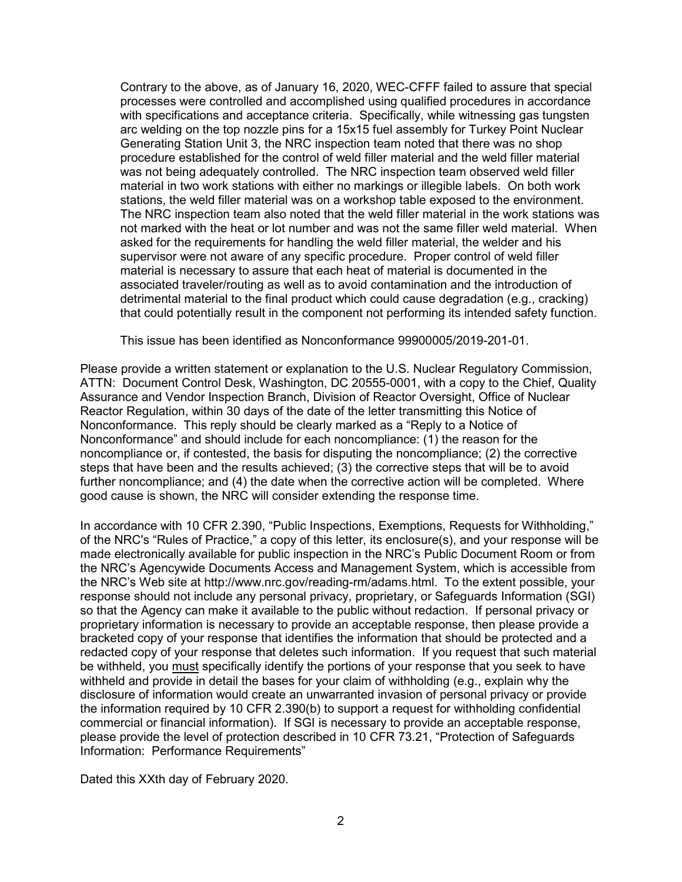Contrary to the above, as of January 16, 2020, WEC-CFFF failed to assure that special processes were controlled and accomplished using qualified procedures in accordance with specifications and acceptance criteria. Specifically, while witnessing gas tungsten arc welding on the top nozzle pins for a 15x15 fuel assembly for Turkey Point Nuclear Generating Station Unit 3, the NRC inspection team noted that there was no shop procedure established for the control of weld filler material and the weld filler material was not being adequately controlled. The NRC inspection team observed weld filler material in two work stations with either no markings or illegible labels. On both work stations, the weld filler material was on a workshop table exposed to the environment. The NRC inspection team also noted that the weld filler material in the work stations was not marked with the heat or lot number and was not the same filler weld material. When asked for the requirements for handling the weld filler material, the welder and his supervisor were not aware of any specific procedure. Proper control of weld filler material is necessary to assure that each heat of material is documented in the associated traveler/routing as well as to avoid contamination and the introduction of detrimental material to the final product which could cause degradation (e.g., cracking) that could potentially result in the component not performing its intended safety function.

This issue has been identified as Nonconformance 99900005/2019-201-01.

Please provide a written statement or explanation to the U.S. Nuclear Regulatory Commission, ATTN: Document Control Desk, Washington, DC 20555-0001, with a copy to the Chief, Quality Assurance and Vendor Inspection Branch, Division of Reactor Oversight, Office of Nuclear Reactor Regulation, within 30 days of the date of the letter transmitting this Notice of Nonconformance. This reply should be clearly marked as a "Reply to a Notice of Nonconformance" and should include for each noncompliance: (1) the reason for the noncompliance or, if contested, the basis for disputing the noncompliance; (2) the corrective steps that have been and the results achieved; (3) the corrective steps that will be to avoid further noncompliance; and (4) the date when the corrective action will be completed. Where good cause is shown, the NRC will consider extending the response time.

In accordance with 10 CFR 2.390, "Public Inspections, Exemptions, Requests for Withholding," of the NRC's "Rules of Practice," a copy of this letter, its enclosure(s), and your response will be made electronically available for public inspection in the NRC's Public Document Room or from the NRC's Agencywide Documents Access and Management System, which is accessible from the NRC's Web site at http://www.nrc.gov/reading-rm/adams.html. To the extent possible, your response should not include any personal privacy, proprietary, or Safeguards Information (SGI) so that the Agency can make it available to the public without redaction. If personal privacy or proprietary information is necessary to provide an acceptable response, then please provide a bracketed copy of your response that identifies the information that should be protected and a redacted copy of your response that deletes such information. If you request that such material be withheld, you <u>must</u> specifically identify the portions of your response that you seek to have withheld and provide in detail the bases for your claim of withholding (e.g., explain why the disclosure of information would create an unwarranted invasion of personal privacy or provide the information required by 10 CFR 2.390(b) to support a request for withholding confidential commercial or financial information). If SGI is necessary to provide an acceptable response, please provide the level of protection described in 10 CFR 73.21, "Protection of Safeguards Information: Performance Requirements"

Dated this XXth day of February 2020.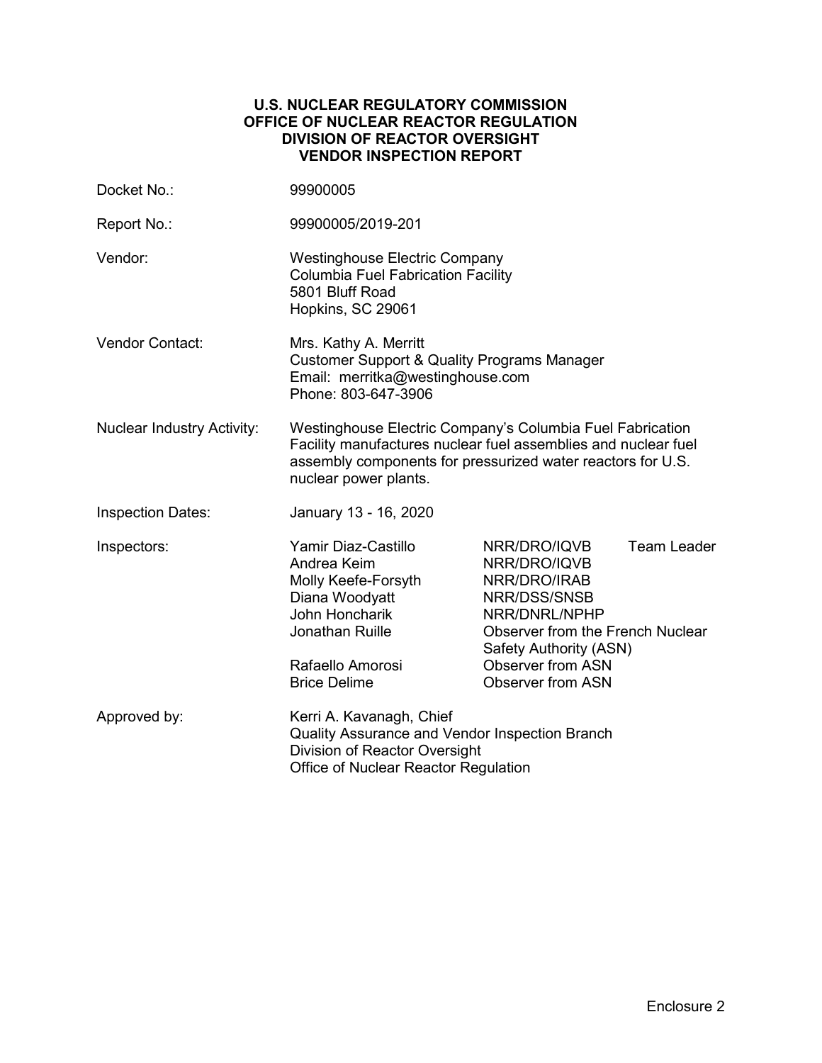**U.S. NUCLEAR REGULATORY COMMISSION**
**OFFICE OF NUCLEAR REACTOR REGULATION**
**DIVISION OF REACTOR OVERSIGHT**
**VENDOR INSPECTION REPORT**

| | | | |
|---|---|---|---|
| Docket No.: | 99900005 | | |
| Report No.: | 99900005/2019-201 | | |
| Vendor: | Westinghouse Electric Company<br>Columbia Fuel Fabrication Facility<br>5801 Bluff Road<br>Hopkins, SC 29061 | | |
| Vendor Contact: | Mrs. Kathy A. Merritt<br>Customer Support & Quality Programs Manager<br>Email: merritka@westinghouse.com<br>Phone: 803-647-3906 | | |
| Nuclear Industry Activity: | Westinghouse Electric Company's Columbia Fuel Fabrication Facility manufactures nuclear fuel assemblies and nuclear fuel assembly components for pressurized water reactors for U.S. nuclear power plants. | | |
| Inspection Dates: | January 13 - 16, 2020 | | |
| Inspectors: | Yamir Diaz-Castillo | NRR/DRO/IQVB | Team Leader |
| | Andrea Keim | NRR/DRO/IQVB | |
| | Molly Keefe-Forsyth | NRR/DRO/IRAB | |
| | Diana Woodyatt | NRR/DSS/SNSB | |
| | John Honcharik | NRR/DNRL/NPHP | |
| | Jonathan Ruille | Observer from the French Nuclear Safety Authority (ASN) | |
| | Rafaello Amorosi | Observer from ASN | |
| | Brice Delime | Observer from ASN | |
| Approved by: | Kerri A. Kavanagh, Chief<br>Quality Assurance and Vendor Inspection Branch<br>Division of Reactor Oversight<br>Office of Nuclear Reactor Regulation | | |

Enclosure 2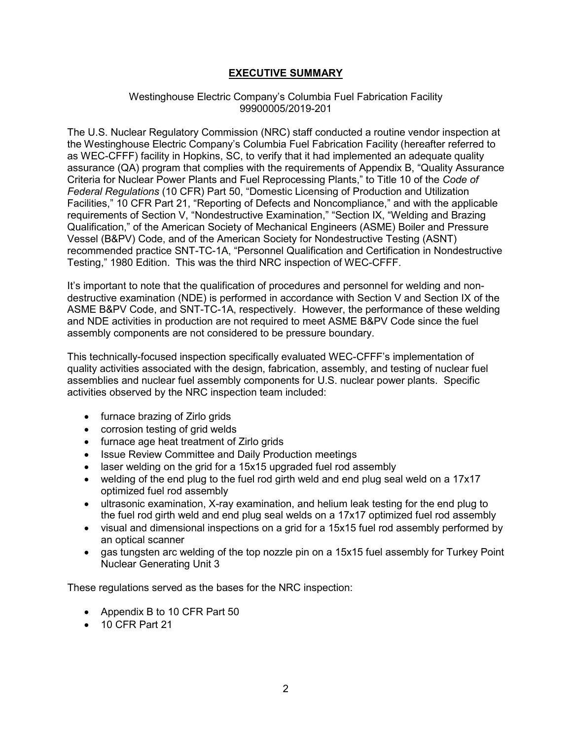# EXECUTIVE SUMMARY

Westinghouse Electric Company's Columbia Fuel Fabrication Facility
99900005/2019-201

The U.S. Nuclear Regulatory Commission (NRC) staff conducted a routine vendor inspection at the Westinghouse Electric Company's Columbia Fuel Fabrication Facility (hereafter referred to as WEC-CFFF) facility in Hopkins, SC, to verify that it had implemented an adequate quality assurance (QA) program that complies with the requirements of Appendix B, "Quality Assurance Criteria for Nuclear Power Plants and Fuel Reprocessing Plants," to Title 10 of the *Code of Federal Regulations* (10 CFR) Part 50, "Domestic Licensing of Production and Utilization Facilities," 10 CFR Part 21, "Reporting of Defects and Noncompliance," and with the applicable requirements of Section V, "Nondestructive Examination," "Section IX, "Welding and Brazing Qualification," of the American Society of Mechanical Engineers (ASME) Boiler and Pressure Vessel (B&PV) Code, and of the American Society for Nondestructive Testing (ASNT) recommended practice SNT-TC-1A, "Personnel Qualification and Certification in Nondestructive Testing," 1980 Edition. This was the third NRC inspection of WEC-CFFF.

It's important to note that the qualification of procedures and personnel for welding and non-destructive examination (NDE) is performed in accordance with Section V and Section IX of the ASME B&PV Code, and SNT-TC-1A, respectively. However, the performance of these welding and NDE activities in production are not required to meet ASME B&PV Code since the fuel assembly components are not considered to be pressure boundary.

This technically-focused inspection specifically evaluated WEC-CFFF's implementation of quality activities associated with the design, fabrication, assembly, and testing of nuclear fuel assemblies and nuclear fuel assembly components for U.S. nuclear power plants. Specific activities observed by the NRC inspection team included:

- furnace brazing of Zirlo grids
- corrosion testing of grid welds
- furnace age heat treatment of Zirlo grids
- Issue Review Committee and Daily Production meetings
- laser welding on the grid for a 15x15 upgraded fuel rod assembly
- welding of the end plug to the fuel rod girth weld and end plug seal weld on a 17x17 optimized fuel rod assembly
- ultrasonic examination, X-ray examination, and helium leak testing for the end plug to the fuel rod girth weld and end plug seal welds on a 17x17 optimized fuel rod assembly
- visual and dimensional inspections on a grid for a 15x15 fuel rod assembly performed by an optical scanner
- gas tungsten arc welding of the top nozzle pin on a 15x15 fuel assembly for Turkey Point Nuclear Generating Unit 3

These regulations served as the bases for the NRC inspection:

- Appendix B to 10 CFR Part 50
- 10 CFR Part 21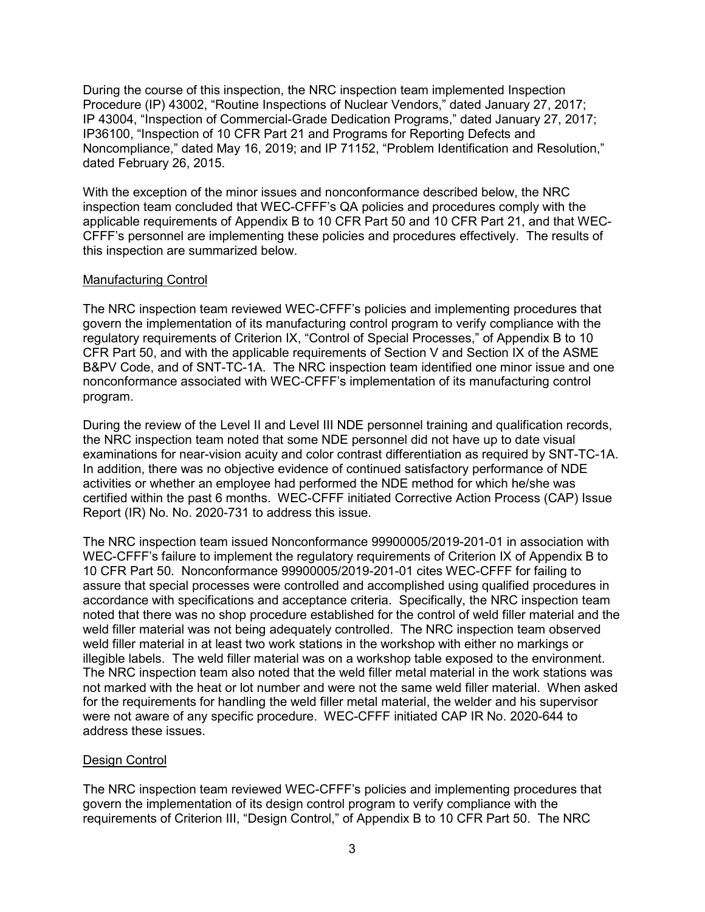During the course of this inspection, the NRC inspection team implemented Inspection Procedure (IP) 43002, "Routine Inspections of Nuclear Vendors," dated January 27, 2017; IP 43004, "Inspection of Commercial-Grade Dedication Programs," dated January 27, 2017; IP36100, "Inspection of 10 CFR Part 21 and Programs for Reporting Defects and Noncompliance," dated May 16, 2019; and IP 71152, "Problem Identification and Resolution," dated February 26, 2015.

With the exception of the minor issues and nonconformance described below, the NRC inspection team concluded that WEC-CFFF's QA policies and procedures comply with the applicable requirements of Appendix B to 10 CFR Part 50 and 10 CFR Part 21, and that WEC-CFFF's personnel are implementing these policies and procedures effectively. The results of this inspection are summarized below.

## Manufacturing Control

The NRC inspection team reviewed WEC-CFFF's policies and implementing procedures that govern the implementation of its manufacturing control program to verify compliance with the regulatory requirements of Criterion IX, "Control of Special Processes," of Appendix B to 10 CFR Part 50, and with the applicable requirements of Section V and Section IX of the ASME B&PV Code, and of SNT-TC-1A. The NRC inspection team identified one minor issue and one nonconformance associated with WEC-CFFF's implementation of its manufacturing control program.

During the review of the Level II and Level III NDE personnel training and qualification records, the NRC inspection team noted that some NDE personnel did not have up to date visual examinations for near-vision acuity and color contrast differentiation as required by SNT-TC-1A. In addition, there was no objective evidence of continued satisfactory performance of NDE activities or whether an employee had performed the NDE method for which he/she was certified within the past 6 months. WEC-CFFF initiated Corrective Action Process (CAP) Issue Report (IR) No. No. 2020-731 to address this issue.

The NRC inspection team issued Nonconformance 99900005/2019-201-01 in association with WEC-CFFF's failure to implement the regulatory requirements of Criterion IX of Appendix B to 10 CFR Part 50. Nonconformance 99900005/2019-201-01 cites WEC-CFFF for failing to assure that special processes were controlled and accomplished using qualified procedures in accordance with specifications and acceptance criteria. Specifically, the NRC inspection team noted that there was no shop procedure established for the control of weld filler material and the weld filler material was not being adequately controlled. The NRC inspection team observed weld filler material in at least two work stations in the workshop with either no markings or illegible labels. The weld filler material was on a workshop table exposed to the environment. The NRC inspection team also noted that the weld filler metal material in the work stations was not marked with the heat or lot number and were not the same weld filler material. When asked for the requirements for handling the weld filler metal material, the welder and his supervisor were not aware of any specific procedure. WEC-CFFF initiated CAP IR No. 2020-644 to address these issues.

## Design Control

The NRC inspection team reviewed WEC-CFFF's policies and implementing procedures that govern the implementation of its design control program to verify compliance with the requirements of Criterion III, "Design Control," of Appendix B to 10 CFR Part 50. The NRC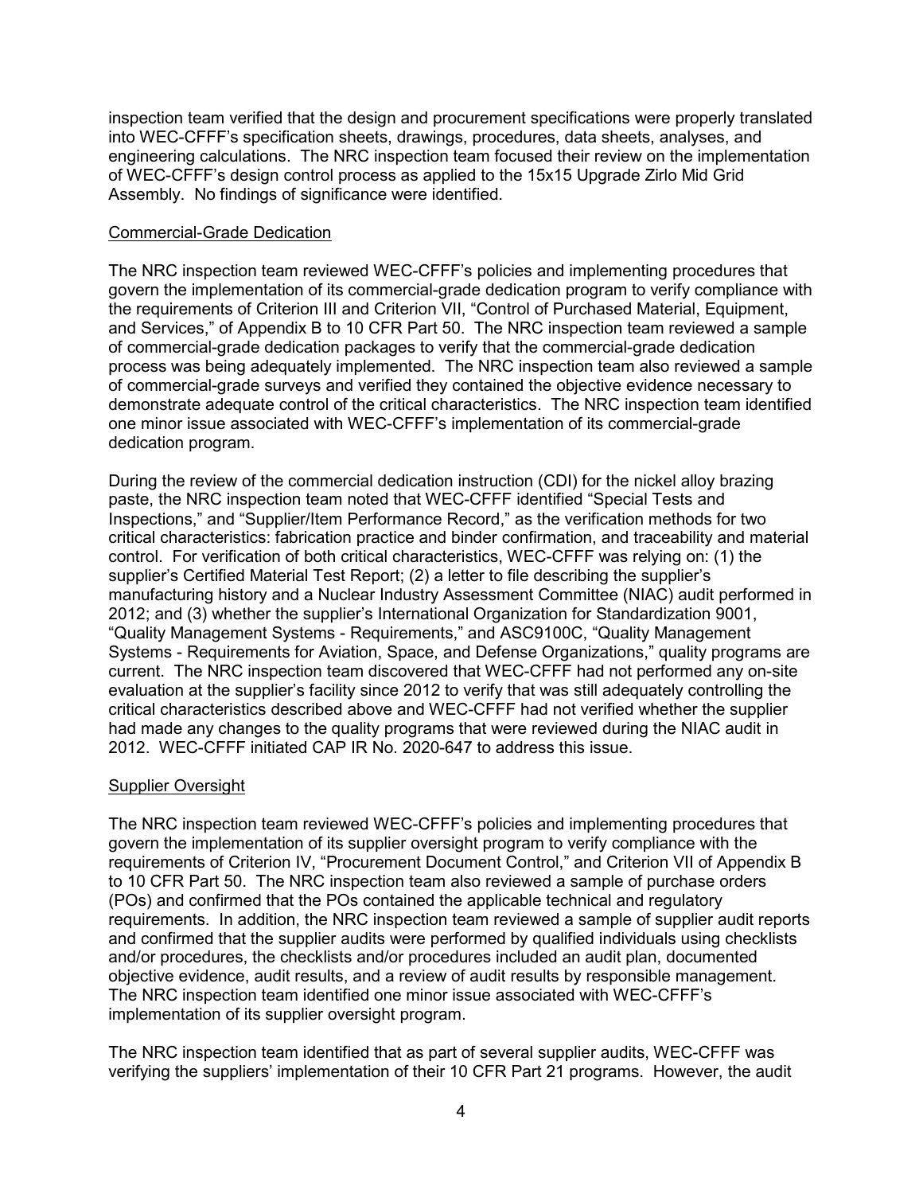inspection team verified that the design and procurement specifications were properly translated into WEC-CFFF's specification sheets, drawings, procedures, data sheets, analyses, and engineering calculations. The NRC inspection team focused their review on the implementation of WEC-CFFF's design control process as applied to the 15x15 Upgrade Zirlo Mid Grid Assembly. No findings of significance were identified.

Commercial-Grade Dedication

The NRC inspection team reviewed WEC-CFFF's policies and implementing procedures that govern the implementation of its commercial-grade dedication program to verify compliance with the requirements of Criterion III and Criterion VII, "Control of Purchased Material, Equipment, and Services," of Appendix B to 10 CFR Part 50. The NRC inspection team reviewed a sample of commercial-grade dedication packages to verify that the commercial-grade dedication process was being adequately implemented. The NRC inspection team also reviewed a sample of commercial-grade surveys and verified they contained the objective evidence necessary to demonstrate adequate control of the critical characteristics. The NRC inspection team identified one minor issue associated with WEC-CFFF's implementation of its commercial-grade dedication program.

During the review of the commercial dedication instruction (CDI) for the nickel alloy brazing paste, the NRC inspection team noted that WEC-CFFF identified "Special Tests and Inspections," and "Supplier/Item Performance Record," as the verification methods for two critical characteristics: fabrication practice and binder confirmation, and traceability and material control. For verification of both critical characteristics, WEC-CFFF was relying on: (1) the supplier's Certified Material Test Report; (2) a letter to file describing the supplier's manufacturing history and a Nuclear Industry Assessment Committee (NIAC) audit performed in 2012; and (3) whether the supplier's International Organization for Standardization 9001, "Quality Management Systems - Requirements," and ASC9100C, "Quality Management Systems - Requirements for Aviation, Space, and Defense Organizations," quality programs are current. The NRC inspection team discovered that WEC-CFFF had not performed any on-site evaluation at the supplier's facility since 2012 to verify that was still adequately controlling the critical characteristics described above and WEC-CFFF had not verified whether the supplier had made any changes to the quality programs that were reviewed during the NIAC audit in 2012. WEC-CFFF initiated CAP IR No. 2020-647 to address this issue.

Supplier Oversight

The NRC inspection team reviewed WEC-CFFF's policies and implementing procedures that govern the implementation of its supplier oversight program to verify compliance with the requirements of Criterion IV, "Procurement Document Control," and Criterion VII of Appendix B to 10 CFR Part 50. The NRC inspection team also reviewed a sample of purchase orders (POs) and confirmed that the POs contained the applicable technical and regulatory requirements. In addition, the NRC inspection team reviewed a sample of supplier audit reports and confirmed that the supplier audits were performed by qualified individuals using checklists and/or procedures, the checklists and/or procedures included an audit plan, documented objective evidence, audit results, and a review of audit results by responsible management. The NRC inspection team identified one minor issue associated with WEC-CFFF's implementation of its supplier oversight program.

The NRC inspection team identified that as part of several supplier audits, WEC-CFFF was verifying the suppliers' implementation of their 10 CFR Part 21 programs. However, the audit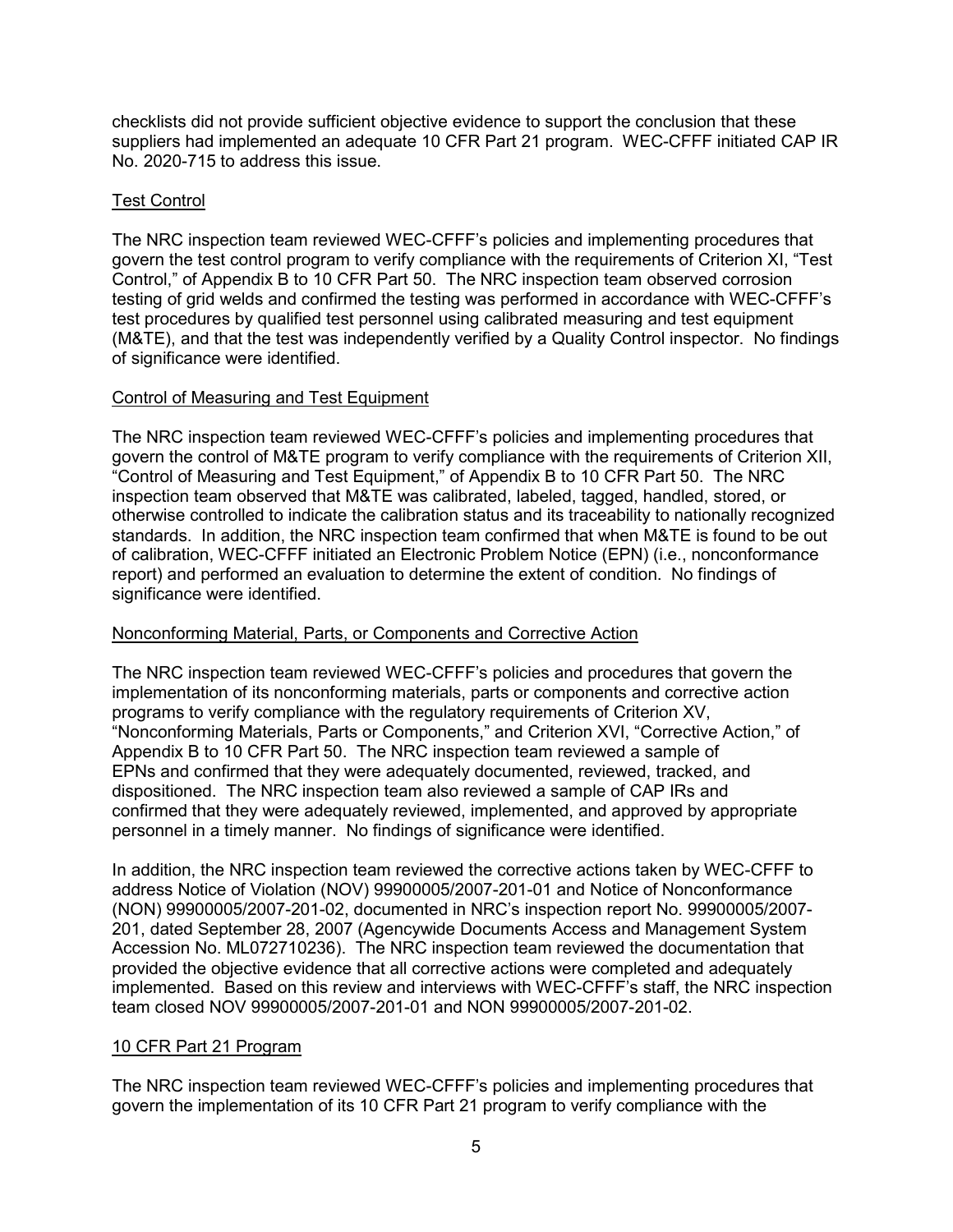checklists did not provide sufficient objective evidence to support the conclusion that these suppliers had implemented an adequate 10 CFR Part 21 program. WEC-CFFF initiated CAP IR No. 2020-715 to address this issue.

### Test Control

The NRC inspection team reviewed WEC-CFFF's policies and implementing procedures that govern the test control program to verify compliance with the requirements of Criterion XI, "Test Control," of Appendix B to 10 CFR Part 50. The NRC inspection team observed corrosion testing of grid welds and confirmed the testing was performed in accordance with WEC-CFFF's test procedures by qualified test personnel using calibrated measuring and test equipment (M&TE), and that the test was independently verified by a Quality Control inspector. No findings of significance were identified.

### Control of Measuring and Test Equipment

The NRC inspection team reviewed WEC-CFFF's policies and implementing procedures that govern the control of M&TE program to verify compliance with the requirements of Criterion XII, "Control of Measuring and Test Equipment," of Appendix B to 10 CFR Part 50. The NRC inspection team observed that M&TE was calibrated, labeled, tagged, handled, stored, or otherwise controlled to indicate the calibration status and its traceability to nationally recognized standards. In addition, the NRC inspection team confirmed that when M&TE is found to be out of calibration, WEC-CFFF initiated an Electronic Problem Notice (EPN) (i.e., nonconformance report) and performed an evaluation to determine the extent of condition. No findings of significance were identified.

### Nonconforming Material, Parts, or Components and Corrective Action

The NRC inspection team reviewed WEC-CFFF's policies and procedures that govern the implementation of its nonconforming materials, parts or components and corrective action programs to verify compliance with the regulatory requirements of Criterion XV, "Nonconforming Materials, Parts or Components," and Criterion XVI, "Corrective Action," of Appendix B to 10 CFR Part 50. The NRC inspection team reviewed a sample of EPNs and confirmed that they were adequately documented, reviewed, tracked, and dispositioned. The NRC inspection team also reviewed a sample of CAP IRs and confirmed that they were adequately reviewed, implemented, and approved by appropriate personnel in a timely manner. No findings of significance were identified.

In addition, the NRC inspection team reviewed the corrective actions taken by WEC-CFFF to address Notice of Violation (NOV) 99900005/2007-201-01 and Notice of Nonconformance (NON) 99900005/2007-201-02, documented in NRC's inspection report No. 99900005/2007-201, dated September 28, 2007 (Agencywide Documents Access and Management System Accession No. ML072710236). The NRC inspection team reviewed the documentation that provided the objective evidence that all corrective actions were completed and adequately implemented. Based on this review and interviews with WEC-CFFF's staff, the NRC inspection team closed NOV 99900005/2007-201-01 and NON 99900005/2007-201-02.

### 10 CFR Part 21 Program

The NRC inspection team reviewed WEC-CFFF's policies and implementing procedures that govern the implementation of its 10 CFR Part 21 program to verify compliance with the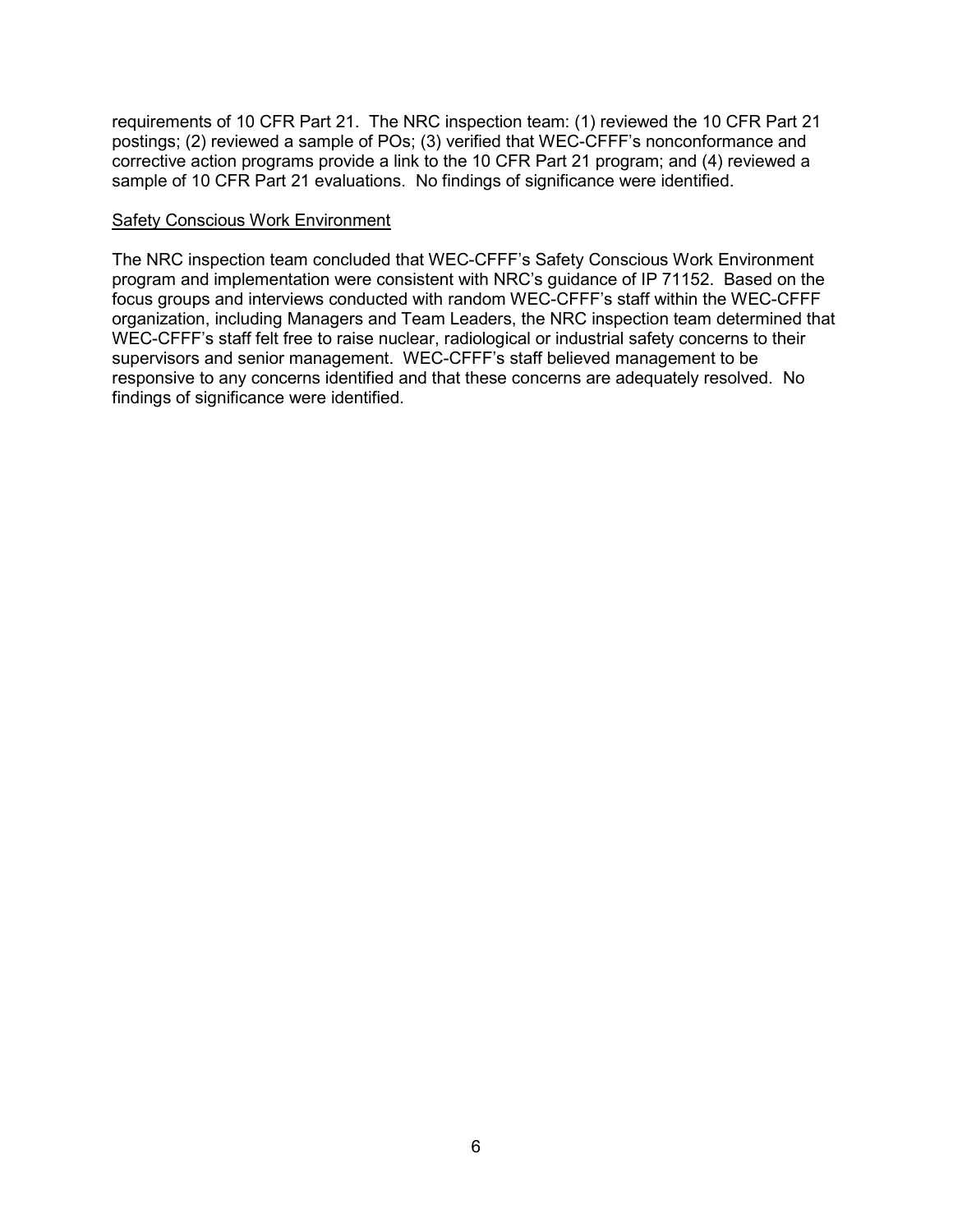requirements of 10 CFR Part 21. The NRC inspection team: (1) reviewed the 10 CFR Part 21 postings; (2) reviewed a sample of POs; (3) verified that WEC-CFFF's nonconformance and corrective action programs provide a link to the 10 CFR Part 21 program; and (4) reviewed a sample of 10 CFR Part 21 evaluations. No findings of significance were identified.

<u>Safety Conscious Work Environment</u>

The NRC inspection team concluded that WEC-CFFF's Safety Conscious Work Environment program and implementation were consistent with NRC's guidance of IP 71152. Based on the focus groups and interviews conducted with random WEC-CFFF's staff within the WEC-CFFF organization, including Managers and Team Leaders, the NRC inspection team determined that WEC-CFFF's staff felt free to raise nuclear, radiological or industrial safety concerns to their supervisors and senior management. WEC-CFFF's staff believed management to be responsive to any concerns identified and that these concerns are adequately resolved. No findings of significance were identified.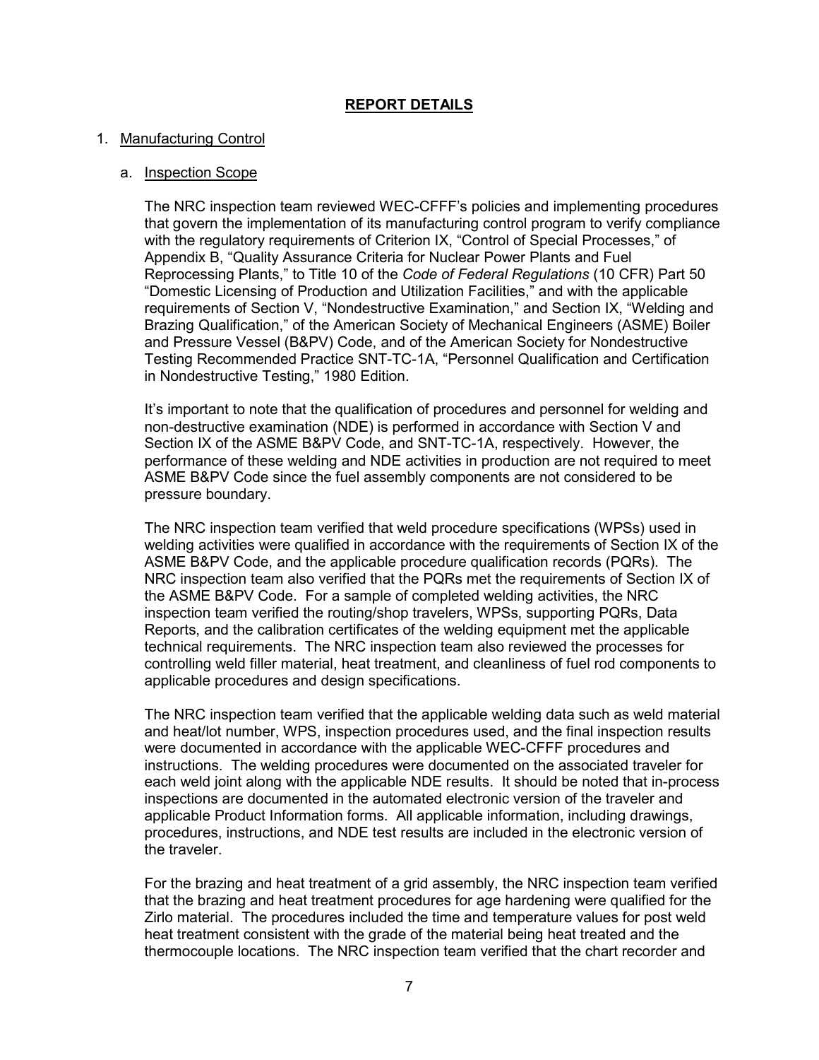## REPORT DETAILS

1. Manufacturing Control

    a. Inspection Scope

    The NRC inspection team reviewed WEC-CFFF's policies and implementing procedures that govern the implementation of its manufacturing control program to verify compliance with the regulatory requirements of Criterion IX, "Control of Special Processes," of Appendix B, "Quality Assurance Criteria for Nuclear Power Plants and Fuel Reprocessing Plants," to Title 10 of the *Code of Federal Regulations* (10 CFR) Part 50 "Domestic Licensing of Production and Utilization Facilities," and with the applicable requirements of Section V, "Nondestructive Examination," and Section IX, "Welding and Brazing Qualification," of the American Society of Mechanical Engineers (ASME) Boiler and Pressure Vessel (B&PV) Code, and of the American Society for Nondestructive Testing Recommended Practice SNT-TC-1A, "Personnel Qualification and Certification in Nondestructive Testing," 1980 Edition.

    It's important to note that the qualification of procedures and personnel for welding and non-destructive examination (NDE) is performed in accordance with Section V and Section IX of the ASME B&PV Code, and SNT-TC-1A, respectively. However, the performance of these welding and NDE activities in production are not required to meet ASME B&PV Code since the fuel assembly components are not considered to be pressure boundary.

    The NRC inspection team verified that weld procedure specifications (WPSs) used in welding activities were qualified in accordance with the requirements of Section IX of the ASME B&PV Code, and the applicable procedure qualification records (PQRs). The NRC inspection team also verified that the PQRs met the requirements of Section IX of the ASME B&PV Code. For a sample of completed welding activities, the NRC inspection team verified the routing/shop travelers, WPSs, supporting PQRs, Data Reports, and the calibration certificates of the welding equipment met the applicable technical requirements. The NRC inspection team also reviewed the processes for controlling weld filler material, heat treatment, and cleanliness of fuel rod components to applicable procedures and design specifications.

    The NRC inspection team verified that the applicable welding data such as weld material and heat/lot number, WPS, inspection procedures used, and the final inspection results were documented in accordance with the applicable WEC-CFFF procedures and instructions. The welding procedures were documented on the associated traveler for each weld joint along with the applicable NDE results. It should be noted that in-process inspections are documented in the automated electronic version of the traveler and applicable Product Information forms. All applicable information, including drawings, procedures, instructions, and NDE test results are included in the electronic version of the traveler.

    For the brazing and heat treatment of a grid assembly, the NRC inspection team verified that the brazing and heat treatment procedures for age hardening were qualified for the Zirlo material. The procedures included the time and temperature values for post weld heat treatment consistent with the grade of the material being heat treated and the thermocouple locations. The NRC inspection team verified that the chart recorder and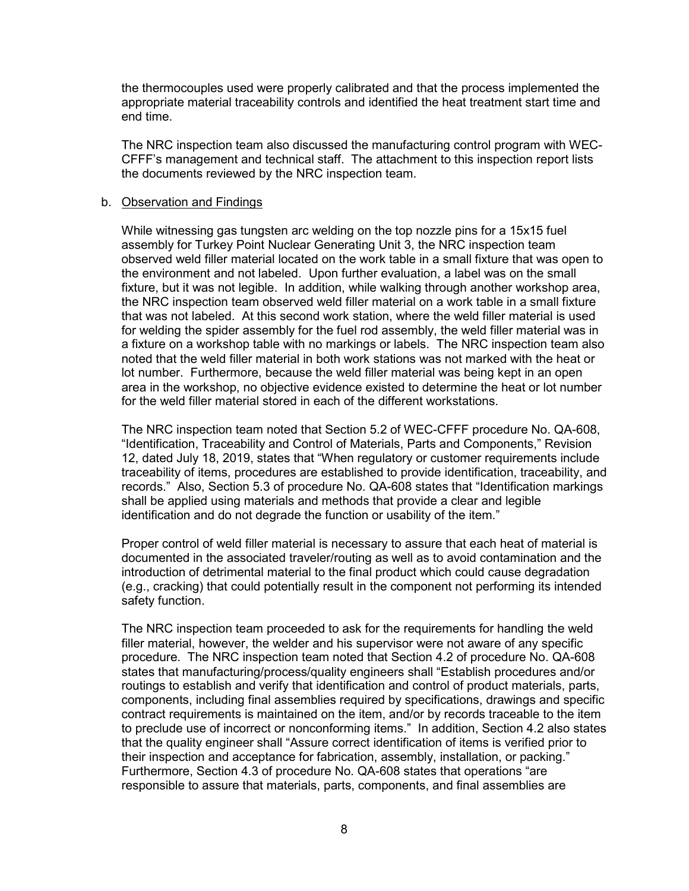the thermocouples used were properly calibrated and that the process implemented the appropriate material traceability controls and identified the heat treatment start time and end time.

The NRC inspection team also discussed the manufacturing control program with WEC-CFFF's management and technical staff. The attachment to this inspection report lists the documents reviewed by the NRC inspection team.

b. Observation and Findings

While witnessing gas tungsten arc welding on the top nozzle pins for a 15x15 fuel assembly for Turkey Point Nuclear Generating Unit 3, the NRC inspection team observed weld filler material located on the work table in a small fixture that was open to the environment and not labeled. Upon further evaluation, a label was on the small fixture, but it was not legible. In addition, while walking through another workshop area, the NRC inspection team observed weld filler material on a work table in a small fixture that was not labeled. At this second work station, where the weld filler material is used for welding the spider assembly for the fuel rod assembly, the weld filler material was in a fixture on a workshop table with no markings or labels. The NRC inspection team also noted that the weld filler material in both work stations was not marked with the heat or lot number. Furthermore, because the weld filler material was being kept in an open area in the workshop, no objective evidence existed to determine the heat or lot number for the weld filler material stored in each of the different workstations.

The NRC inspection team noted that Section 5.2 of WEC-CFFF procedure No. QA-608, "Identification, Traceability and Control of Materials, Parts and Components," Revision 12, dated July 18, 2019, states that "When regulatory or customer requirements include traceability of items, procedures are established to provide identification, traceability, and records." Also, Section 5.3 of procedure No. QA-608 states that "Identification markings shall be applied using materials and methods that provide a clear and legible identification and do not degrade the function or usability of the item."

Proper control of weld filler material is necessary to assure that each heat of material is documented in the associated traveler/routing as well as to avoid contamination and the introduction of detrimental material to the final product which could cause degradation (e.g., cracking) that could potentially result in the component not performing its intended safety function.

The NRC inspection team proceeded to ask for the requirements for handling the weld filler material, however, the welder and his supervisor were not aware of any specific procedure. The NRC inspection team noted that Section 4.2 of procedure No. QA-608 states that manufacturing/process/quality engineers shall "Establish procedures and/or routings to establish and verify that identification and control of product materials, parts, components, including final assemblies required by specifications, drawings and specific contract requirements is maintained on the item, and/or by records traceable to the item to preclude use of incorrect or nonconforming items." In addition, Section 4.2 also states that the quality engineer shall "Assure correct identification of items is verified prior to their inspection and acceptance for fabrication, assembly, installation, or packing." Furthermore, Section 4.3 of procedure No. QA-608 states that operations "are responsible to assure that materials, parts, components, and final assemblies are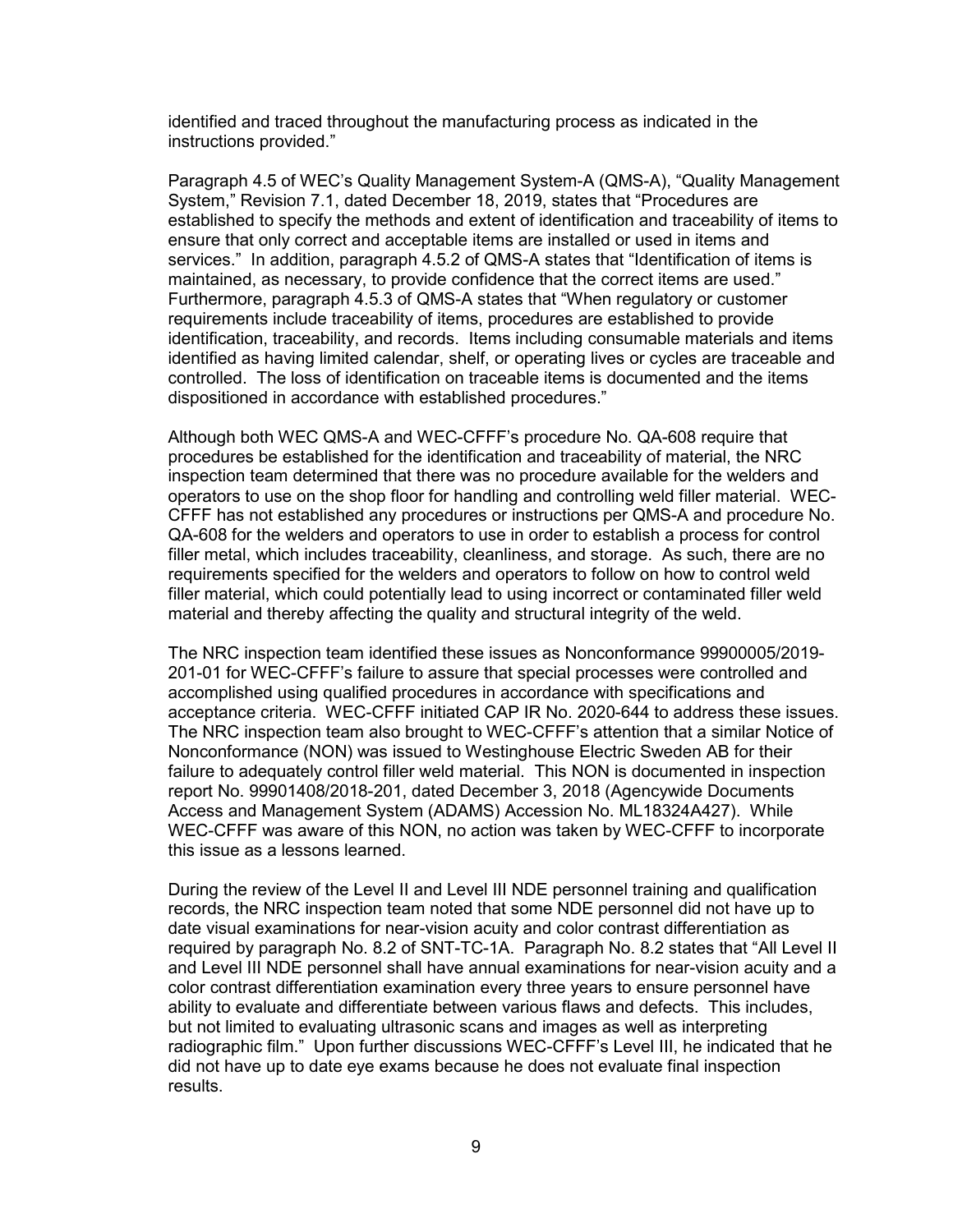identified and traced throughout the manufacturing process as indicated in the instructions provided."

Paragraph 4.5 of WEC's Quality Management System-A (QMS-A), "Quality Management System," Revision 7.1, dated December 18, 2019, states that "Procedures are established to specify the methods and extent of identification and traceability of items to ensure that only correct and acceptable items are installed or used in items and services." In addition, paragraph 4.5.2 of QMS-A states that "Identification of items is maintained, as necessary, to provide confidence that the correct items are used." Furthermore, paragraph 4.5.3 of QMS-A states that "When regulatory or customer requirements include traceability of items, procedures are established to provide identification, traceability, and records. Items including consumable materials and items identified as having limited calendar, shelf, or operating lives or cycles are traceable and controlled. The loss of identification on traceable items is documented and the items dispositioned in accordance with established procedures."

Although both WEC QMS-A and WEC-CFFF's procedure No. QA-608 require that procedures be established for the identification and traceability of material, the NRC inspection team determined that there was no procedure available for the welders and operators to use on the shop floor for handling and controlling weld filler material. WEC-CFFF has not established any procedures or instructions per QMS-A and procedure No. QA-608 for the welders and operators to use in order to establish a process for control filler metal, which includes traceability, cleanliness, and storage. As such, there are no requirements specified for the welders and operators to follow on how to control weld filler material, which could potentially lead to using incorrect or contaminated filler weld material and thereby affecting the quality and structural integrity of the weld.

The NRC inspection team identified these issues as Nonconformance 99900005/2019-201-01 for WEC-CFFF's failure to assure that special processes were controlled and accomplished using qualified procedures in accordance with specifications and acceptance criteria. WEC-CFFF initiated CAP IR No. 2020-644 to address these issues. The NRC inspection team also brought to WEC-CFFF's attention that a similar Notice of Nonconformance (NON) was issued to Westinghouse Electric Sweden AB for their failure to adequately control filler weld material. This NON is documented in inspection report No. 99901408/2018-201, dated December 3, 2018 (Agencywide Documents Access and Management System (ADAMS) Accession No. ML18324A427). While WEC-CFFF was aware of this NON, no action was taken by WEC-CFFF to incorporate this issue as a lessons learned.

During the review of the Level II and Level III NDE personnel training and qualification records, the NRC inspection team noted that some NDE personnel did not have up to date visual examinations for near-vision acuity and color contrast differentiation as required by paragraph No. 8.2 of SNT-TC-1A. Paragraph No. 8.2 states that "All Level II and Level III NDE personnel shall have annual examinations for near-vision acuity and a color contrast differentiation examination every three years to ensure personnel have ability to evaluate and differentiate between various flaws and defects. This includes, but not limited to evaluating ultrasonic scans and images as well as interpreting radiographic film." Upon further discussions WEC-CFFF's Level III, he indicated that he did not have up to date eye exams because he does not evaluate final inspection results.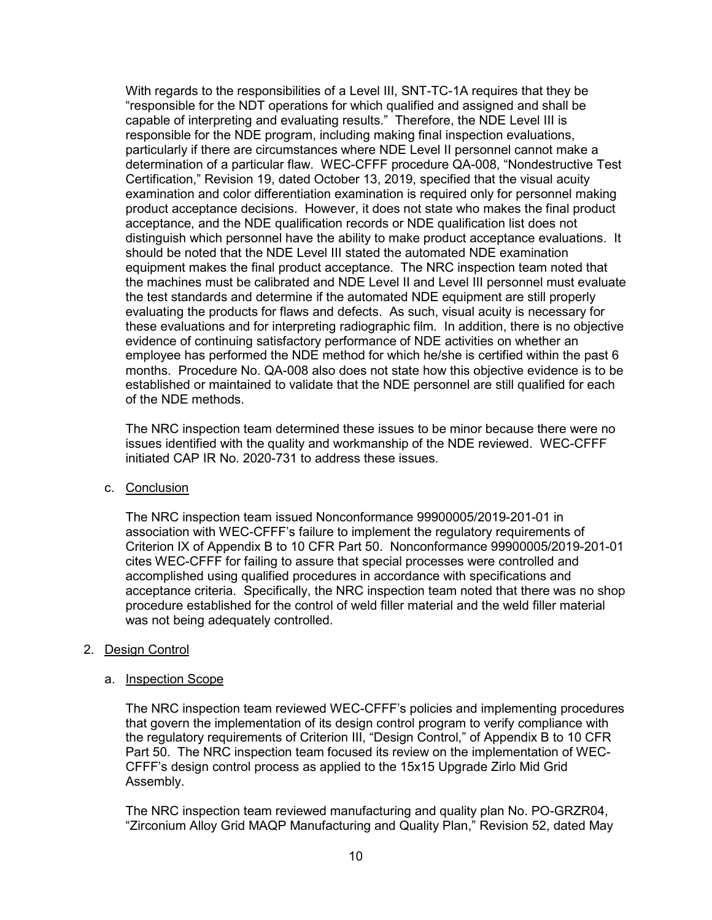With regards to the responsibilities of a Level III, SNT-TC-1A requires that they be "responsible for the NDT operations for which qualified and assigned and shall be capable of interpreting and evaluating results." Therefore, the NDE Level III is responsible for the NDE program, including making final inspection evaluations, particularly if there are circumstances where NDE Level II personnel cannot make a determination of a particular flaw. WEC-CFFF procedure QA-008, "Nondestructive Test Certification," Revision 19, dated October 13, 2019, specified that the visual acuity examination and color differentiation examination is required only for personnel making product acceptance decisions. However, it does not state who makes the final product acceptance, and the NDE qualification records or NDE qualification list does not distinguish which personnel have the ability to make product acceptance evaluations. It should be noted that the NDE Level III stated the automated NDE examination equipment makes the final product acceptance. The NRC inspection team noted that the machines must be calibrated and NDE Level II and Level III personnel must evaluate the test standards and determine if the automated NDE equipment are still properly evaluating the products for flaws and defects. As such, visual acuity is necessary for these evaluations and for interpreting radiographic film. In addition, there is no objective evidence of continuing satisfactory performance of NDE activities on whether an employee has performed the NDE method for which he/she is certified within the past 6 months. Procedure No. QA-008 also does not state how this objective evidence is to be established or maintained to validate that the NDE personnel are still qualified for each of the NDE methods.

The NRC inspection team determined these issues to be minor because there were no issues identified with the quality and workmanship of the NDE reviewed. WEC-CFFF initiated CAP IR No. 2020-731 to address these issues.

c. Conclusion

The NRC inspection team issued Nonconformance 99900005/2019-201-01 in association with WEC-CFFF's failure to implement the regulatory requirements of Criterion IX of Appendix B to 10 CFR Part 50. Nonconformance 99900005/2019-201-01 cites WEC-CFFF for failing to assure that special processes were controlled and accomplished using qualified procedures in accordance with specifications and acceptance criteria. Specifically, the NRC inspection team noted that there was no shop procedure established for the control of weld filler material and the weld filler material was not being adequately controlled.

2. Design Control

a. Inspection Scope

The NRC inspection team reviewed WEC-CFFF's policies and implementing procedures that govern the implementation of its design control program to verify compliance with the regulatory requirements of Criterion III, "Design Control," of Appendix B to 10 CFR Part 50. The NRC inspection team focused its review on the implementation of WEC-CFFF's design control process as applied to the 15x15 Upgrade Zirlo Mid Grid Assembly.

The NRC inspection team reviewed manufacturing and quality plan No. PO-GRZR04, "Zirconium Alloy Grid MAQP Manufacturing and Quality Plan," Revision 52, dated May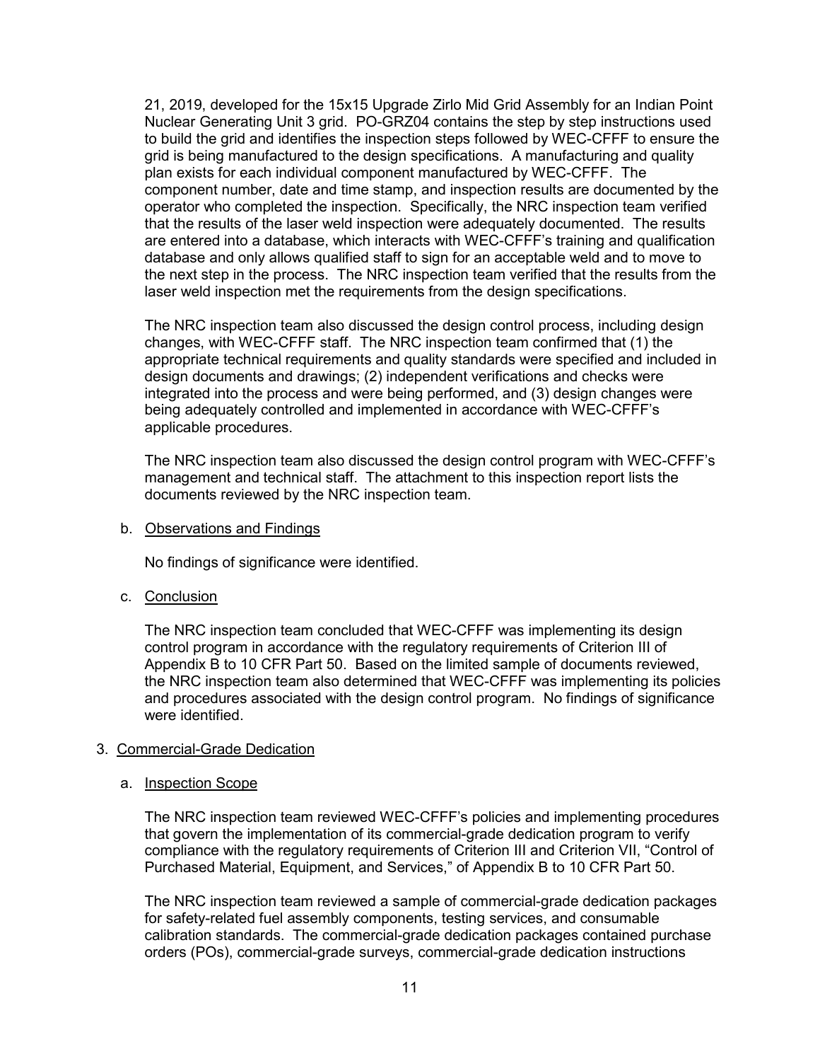21, 2019, developed for the 15x15 Upgrade Zirlo Mid Grid Assembly for an Indian Point Nuclear Generating Unit 3 grid. PO-GRZ04 contains the step by step instructions used to build the grid and identifies the inspection steps followed by WEC-CFFF to ensure the grid is being manufactured to the design specifications. A manufacturing and quality plan exists for each individual component manufactured by WEC-CFFF. The component number, date and time stamp, and inspection results are documented by the operator who completed the inspection. Specifically, the NRC inspection team verified that the results of the laser weld inspection were adequately documented. The results are entered into a database, which interacts with WEC-CFFF's training and qualification database and only allows qualified staff to sign for an acceptable weld and to move to the next step in the process. The NRC inspection team verified that the results from the laser weld inspection met the requirements from the design specifications.

The NRC inspection team also discussed the design control process, including design changes, with WEC-CFFF staff. The NRC inspection team confirmed that (1) the appropriate technical requirements and quality standards were specified and included in design documents and drawings; (2) independent verifications and checks were integrated into the process and were being performed, and (3) design changes were being adequately controlled and implemented in accordance with WEC-CFFF's applicable procedures.

The NRC inspection team also discussed the design control program with WEC-CFFF's management and technical staff. The attachment to this inspection report lists the documents reviewed by the NRC inspection team.

b. Observations and Findings

No findings of significance were identified.

c. Conclusion

The NRC inspection team concluded that WEC-CFFF was implementing its design control program in accordance with the regulatory requirements of Criterion III of Appendix B to 10 CFR Part 50. Based on the limited sample of documents reviewed, the NRC inspection team also determined that WEC-CFFF was implementing its policies and procedures associated with the design control program. No findings of significance were identified.

3. Commercial-Grade Dedication

a. Inspection Scope

The NRC inspection team reviewed WEC-CFFF's policies and implementing procedures that govern the implementation of its commercial-grade dedication program to verify compliance with the regulatory requirements of Criterion III and Criterion VII, "Control of Purchased Material, Equipment, and Services," of Appendix B to 10 CFR Part 50.

The NRC inspection team reviewed a sample of commercial-grade dedication packages for safety-related fuel assembly components, testing services, and consumable calibration standards. The commercial-grade dedication packages contained purchase orders (POs), commercial-grade surveys, commercial-grade dedication instructions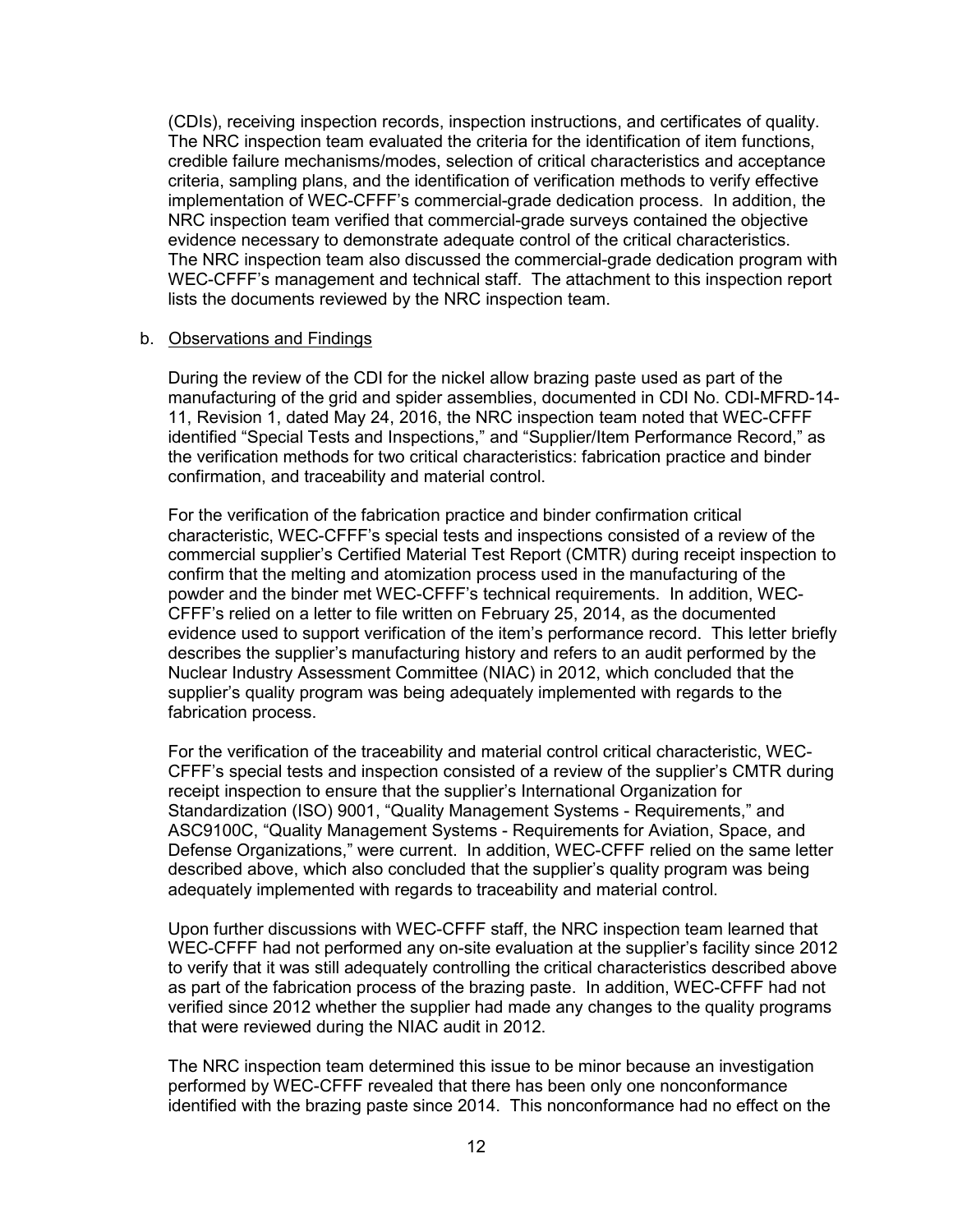(CDIs), receiving inspection records, inspection instructions, and certificates of quality. The NRC inspection team evaluated the criteria for the identification of item functions, credible failure mechanisms/modes, selection of critical characteristics and acceptance criteria, sampling plans, and the identification of verification methods to verify effective implementation of WEC-CFFF's commercial-grade dedication process. In addition, the NRC inspection team verified that commercial-grade surveys contained the objective evidence necessary to demonstrate adequate control of the critical characteristics. The NRC inspection team also discussed the commercial-grade dedication program with WEC-CFFF's management and technical staff. The attachment to this inspection report lists the documents reviewed by the NRC inspection team.

b. Observations and Findings

During the review of the CDI for the nickel allow brazing paste used as part of the manufacturing of the grid and spider assemblies, documented in CDI No. CDI-MFRD-14-11, Revision 1, dated May 24, 2016, the NRC inspection team noted that WEC-CFFF identified "Special Tests and Inspections," and "Supplier/Item Performance Record," as the verification methods for two critical characteristics: fabrication practice and binder confirmation, and traceability and material control.

For the verification of the fabrication practice and binder confirmation critical characteristic, WEC-CFFF's special tests and inspections consisted of a review of the commercial supplier's Certified Material Test Report (CMTR) during receipt inspection to confirm that the melting and atomization process used in the manufacturing of the powder and the binder met WEC-CFFF's technical requirements. In addition, WEC-CFFF's relied on a letter to file written on February 25, 2014, as the documented evidence used to support verification of the item's performance record. This letter briefly describes the supplier's manufacturing history and refers to an audit performed by the Nuclear Industry Assessment Committee (NIAC) in 2012, which concluded that the supplier's quality program was being adequately implemented with regards to the fabrication process.

For the verification of the traceability and material control critical characteristic, WEC-CFFF's special tests and inspection consisted of a review of the supplier's CMTR during receipt inspection to ensure that the supplier's International Organization for Standardization (ISO) 9001, "Quality Management Systems - Requirements," and ASC9100C, "Quality Management Systems - Requirements for Aviation, Space, and Defense Organizations," were current. In addition, WEC-CFFF relied on the same letter described above, which also concluded that the supplier's quality program was being adequately implemented with regards to traceability and material control.

Upon further discussions with WEC-CFFF staff, the NRC inspection team learned that WEC-CFFF had not performed any on-site evaluation at the supplier's facility since 2012 to verify that it was still adequately controlling the critical characteristics described above as part of the fabrication process of the brazing paste. In addition, WEC-CFFF had not verified since 2012 whether the supplier had made any changes to the quality programs that were reviewed during the NIAC audit in 2012.

The NRC inspection team determined this issue to be minor because an investigation performed by WEC-CFFF revealed that there has been only one nonconformance identified with the brazing paste since 2014. This nonconformance had no effect on the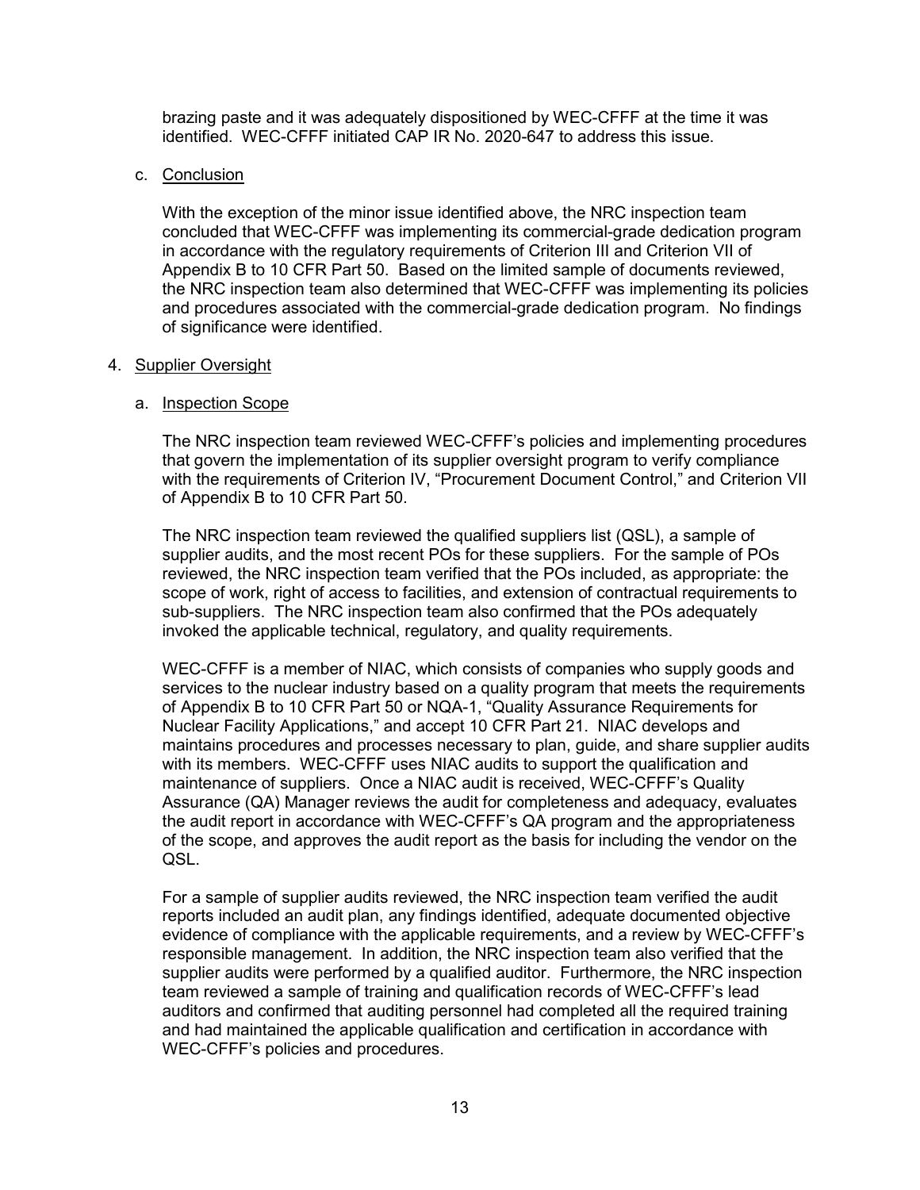brazing paste and it was adequately dispositioned by WEC-CFFF at the time it was identified. WEC-CFFF initiated CAP IR No. 2020-647 to address this issue.

c. Conclusion

With the exception of the minor issue identified above, the NRC inspection team concluded that WEC-CFFF was implementing its commercial-grade dedication program in accordance with the regulatory requirements of Criterion III and Criterion VII of Appendix B to 10 CFR Part 50. Based on the limited sample of documents reviewed, the NRC inspection team also determined that WEC-CFFF was implementing its policies and procedures associated with the commercial-grade dedication program. No findings of significance were identified.

4. Supplier Oversight

a. Inspection Scope

The NRC inspection team reviewed WEC-CFFF's policies and implementing procedures that govern the implementation of its supplier oversight program to verify compliance with the requirements of Criterion IV, "Procurement Document Control," and Criterion VII of Appendix B to 10 CFR Part 50.

The NRC inspection team reviewed the qualified suppliers list (QSL), a sample of supplier audits, and the most recent POs for these suppliers. For the sample of POs reviewed, the NRC inspection team verified that the POs included, as appropriate: the scope of work, right of access to facilities, and extension of contractual requirements to sub-suppliers. The NRC inspection team also confirmed that the POs adequately invoked the applicable technical, regulatory, and quality requirements.

WEC-CFFF is a member of NIAC, which consists of companies who supply goods and services to the nuclear industry based on a quality program that meets the requirements of Appendix B to 10 CFR Part 50 or NQA-1, "Quality Assurance Requirements for Nuclear Facility Applications," and accept 10 CFR Part 21. NIAC develops and maintains procedures and processes necessary to plan, guide, and share supplier audits with its members. WEC-CFFF uses NIAC audits to support the qualification and maintenance of suppliers. Once a NIAC audit is received, WEC-CFFF's Quality Assurance (QA) Manager reviews the audit for completeness and adequacy, evaluates the audit report in accordance with WEC-CFFF's QA program and the appropriateness of the scope, and approves the audit report as the basis for including the vendor on the QSL.

For a sample of supplier audits reviewed, the NRC inspection team verified the audit reports included an audit plan, any findings identified, adequate documented objective evidence of compliance with the applicable requirements, and a review by WEC-CFFF's responsible management. In addition, the NRC inspection team also verified that the supplier audits were performed by a qualified auditor. Furthermore, the NRC inspection team reviewed a sample of training and qualification records of WEC-CFFF's lead auditors and confirmed that auditing personnel had completed all the required training and had maintained the applicable qualification and certification in accordance with WEC-CFFF's policies and procedures.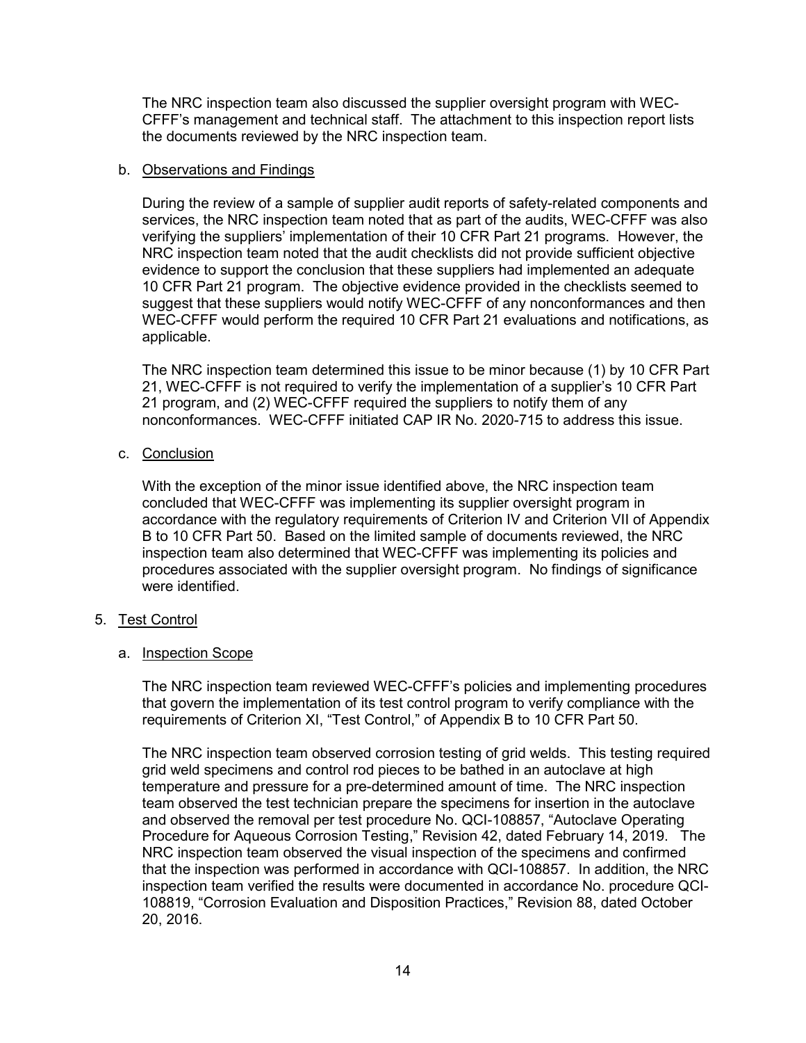The NRC inspection team also discussed the supplier oversight program with WEC-CFFF's management and technical staff. The attachment to this inspection report lists the documents reviewed by the NRC inspection team.

b. Observations and Findings

During the review of a sample of supplier audit reports of safety-related components and services, the NRC inspection team noted that as part of the audits, WEC-CFFF was also verifying the suppliers' implementation of their 10 CFR Part 21 programs. However, the NRC inspection team noted that the audit checklists did not provide sufficient objective evidence to support the conclusion that these suppliers had implemented an adequate 10 CFR Part 21 program. The objective evidence provided in the checklists seemed to suggest that these suppliers would notify WEC-CFFF of any nonconformances and then WEC-CFFF would perform the required 10 CFR Part 21 evaluations and notifications, as applicable.

The NRC inspection team determined this issue to be minor because (1) by 10 CFR Part 21, WEC-CFFF is not required to verify the implementation of a supplier's 10 CFR Part 21 program, and (2) WEC-CFFF required the suppliers to notify them of any nonconformances. WEC-CFFF initiated CAP IR No. 2020-715 to address this issue.

c. Conclusion

With the exception of the minor issue identified above, the NRC inspection team concluded that WEC-CFFF was implementing its supplier oversight program in accordance with the regulatory requirements of Criterion IV and Criterion VII of Appendix B to 10 CFR Part 50. Based on the limited sample of documents reviewed, the NRC inspection team also determined that WEC-CFFF was implementing its policies and procedures associated with the supplier oversight program. No findings of significance were identified.

5. Test Control

a. Inspection Scope

The NRC inspection team reviewed WEC-CFFF's policies and implementing procedures that govern the implementation of its test control program to verify compliance with the requirements of Criterion XI, "Test Control," of Appendix B to 10 CFR Part 50.

The NRC inspection team observed corrosion testing of grid welds. This testing required grid weld specimens and control rod pieces to be bathed in an autoclave at high temperature and pressure for a pre-determined amount of time. The NRC inspection team observed the test technician prepare the specimens for insertion in the autoclave and observed the removal per test procedure No. QCI-108857, "Autoclave Operating Procedure for Aqueous Corrosion Testing," Revision 42, dated February 14, 2019. The NRC inspection team observed the visual inspection of the specimens and confirmed that the inspection was performed in accordance with QCI-108857. In addition, the NRC inspection team verified the results were documented in accordance No. procedure QCI-108819, "Corrosion Evaluation and Disposition Practices," Revision 88, dated October 20, 2016.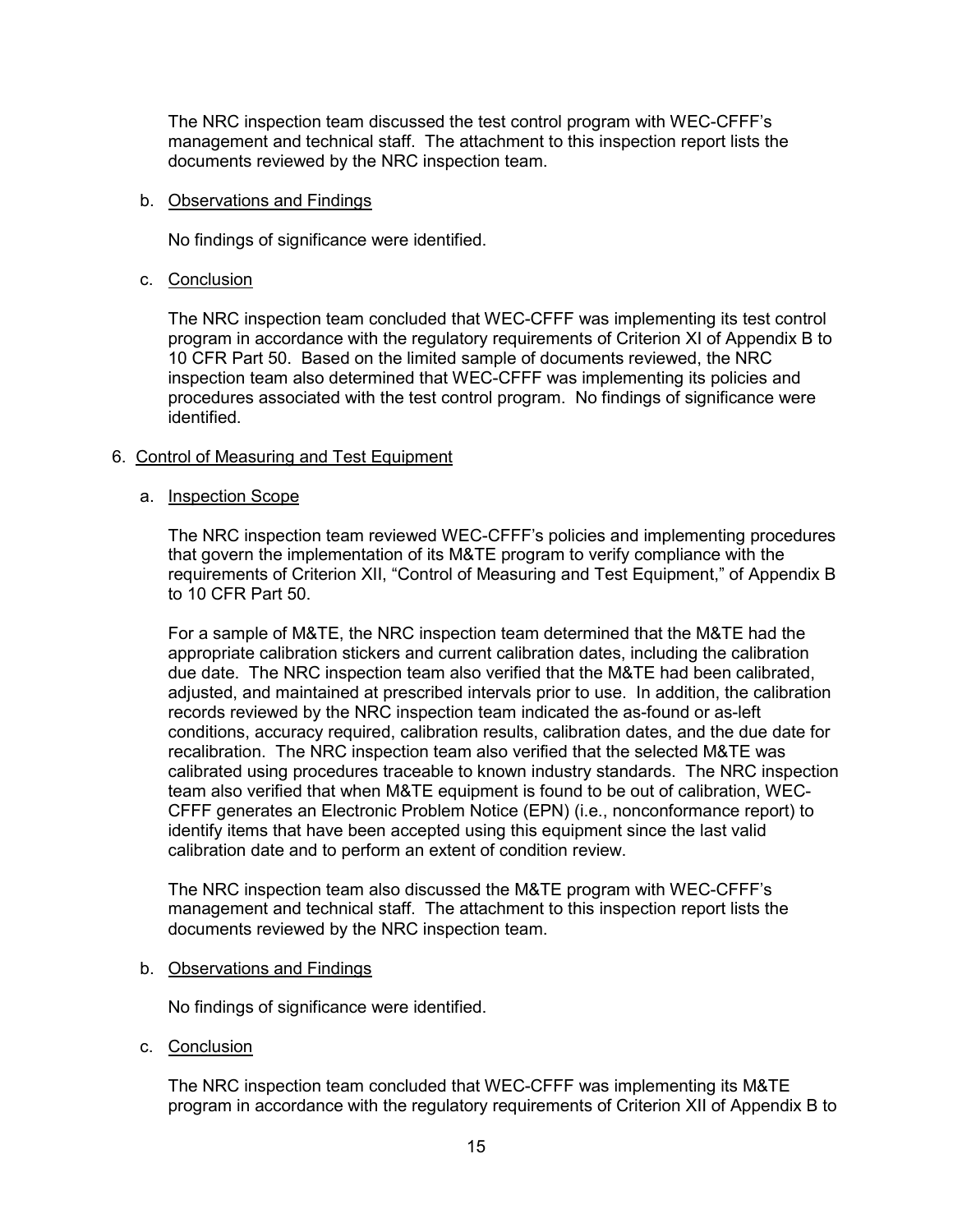The NRC inspection team discussed the test control program with WEC-CFFF's management and technical staff. The attachment to this inspection report lists the documents reviewed by the NRC inspection team.

b. Observations and Findings

No findings of significance were identified.

c. Conclusion

The NRC inspection team concluded that WEC-CFFF was implementing its test control program in accordance with the regulatory requirements of Criterion XI of Appendix B to 10 CFR Part 50. Based on the limited sample of documents reviewed, the NRC inspection team also determined that WEC-CFFF was implementing its policies and procedures associated with the test control program. No findings of significance were identified.

6. Control of Measuring and Test Equipment

a. Inspection Scope

The NRC inspection team reviewed WEC-CFFF's policies and implementing procedures that govern the implementation of its M&TE program to verify compliance with the requirements of Criterion XII, "Control of Measuring and Test Equipment," of Appendix B to 10 CFR Part 50.

For a sample of M&TE, the NRC inspection team determined that the M&TE had the appropriate calibration stickers and current calibration dates, including the calibration due date. The NRC inspection team also verified that the M&TE had been calibrated, adjusted, and maintained at prescribed intervals prior to use. In addition, the calibration records reviewed by the NRC inspection team indicated the as-found or as-left conditions, accuracy required, calibration results, calibration dates, and the due date for recalibration. The NRC inspection team also verified that the selected M&TE was calibrated using procedures traceable to known industry standards. The NRC inspection team also verified that when M&TE equipment is found to be out of calibration, WEC-CFFF generates an Electronic Problem Notice (EPN) (i.e., nonconformance report) to identify items that have been accepted using this equipment since the last valid calibration date and to perform an extent of condition review.

The NRC inspection team also discussed the M&TE program with WEC-CFFF's management and technical staff. The attachment to this inspection report lists the documents reviewed by the NRC inspection team.

b. Observations and Findings

No findings of significance were identified.

c. Conclusion

The NRC inspection team concluded that WEC-CFFF was implementing its M&TE program in accordance with the regulatory requirements of Criterion XII of Appendix B to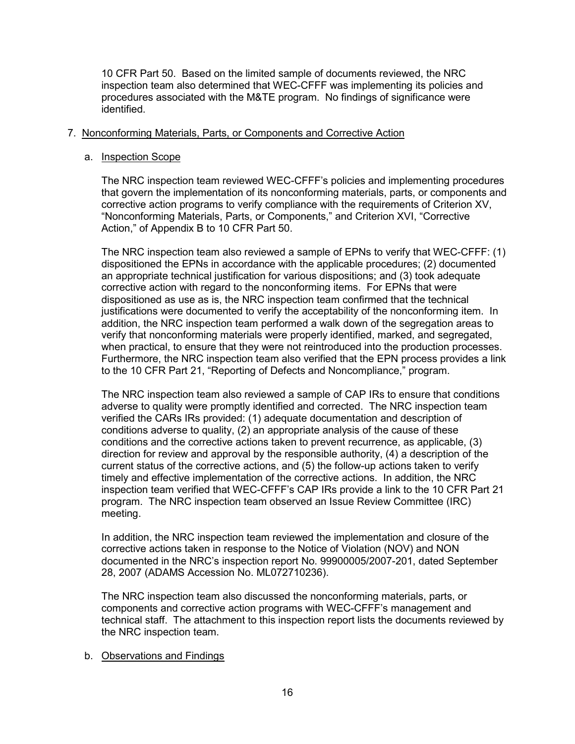10 CFR Part 50. Based on the limited sample of documents reviewed, the NRC inspection team also determined that WEC-CFFF was implementing its policies and procedures associated with the M&TE program. No findings of significance were identified.

## 7. Nonconforming Materials, Parts, or Components and Corrective Action

### a. Inspection Scope

The NRC inspection team reviewed WEC-CFFF's policies and implementing procedures that govern the implementation of its nonconforming materials, parts, or components and corrective action programs to verify compliance with the requirements of Criterion XV, "Nonconforming Materials, Parts, or Components," and Criterion XVI, "Corrective Action," of Appendix B to 10 CFR Part 50.

The NRC inspection team also reviewed a sample of EPNs to verify that WEC-CFFF: (1) dispositioned the EPNs in accordance with the applicable procedures; (2) documented an appropriate technical justification for various dispositions; and (3) took adequate corrective action with regard to the nonconforming items. For EPNs that were dispositioned as use as is, the NRC inspection team confirmed that the technical justifications were documented to verify the acceptability of the nonconforming item. In addition, the NRC inspection team performed a walk down of the segregation areas to verify that nonconforming materials were properly identified, marked, and segregated, when practical, to ensure that they were not reintroduced into the production processes. Furthermore, the NRC inspection team also verified that the EPN process provides a link to the 10 CFR Part 21, "Reporting of Defects and Noncompliance," program.

The NRC inspection team also reviewed a sample of CAP IRs to ensure that conditions adverse to quality were promptly identified and corrected. The NRC inspection team verified the CARs IRs provided: (1) adequate documentation and description of conditions adverse to quality, (2) an appropriate analysis of the cause of these conditions and the corrective actions taken to prevent recurrence, as applicable, (3) direction for review and approval by the responsible authority, (4) a description of the current status of the corrective actions, and (5) the follow-up actions taken to verify timely and effective implementation of the corrective actions. In addition, the NRC inspection team verified that WEC-CFFF's CAP IRs provide a link to the 10 CFR Part 21 program. The NRC inspection team observed an Issue Review Committee (IRC) meeting.

In addition, the NRC inspection team reviewed the implementation and closure of the corrective actions taken in response to the Notice of Violation (NOV) and NON documented in the NRC's inspection report No. 99900005/2007-201, dated September 28, 2007 (ADAMS Accession No. ML072710236).

The NRC inspection team also discussed the nonconforming materials, parts, or components and corrective action programs with WEC-CFFF's management and technical staff. The attachment to this inspection report lists the documents reviewed by the NRC inspection team.

### b. Observations and Findings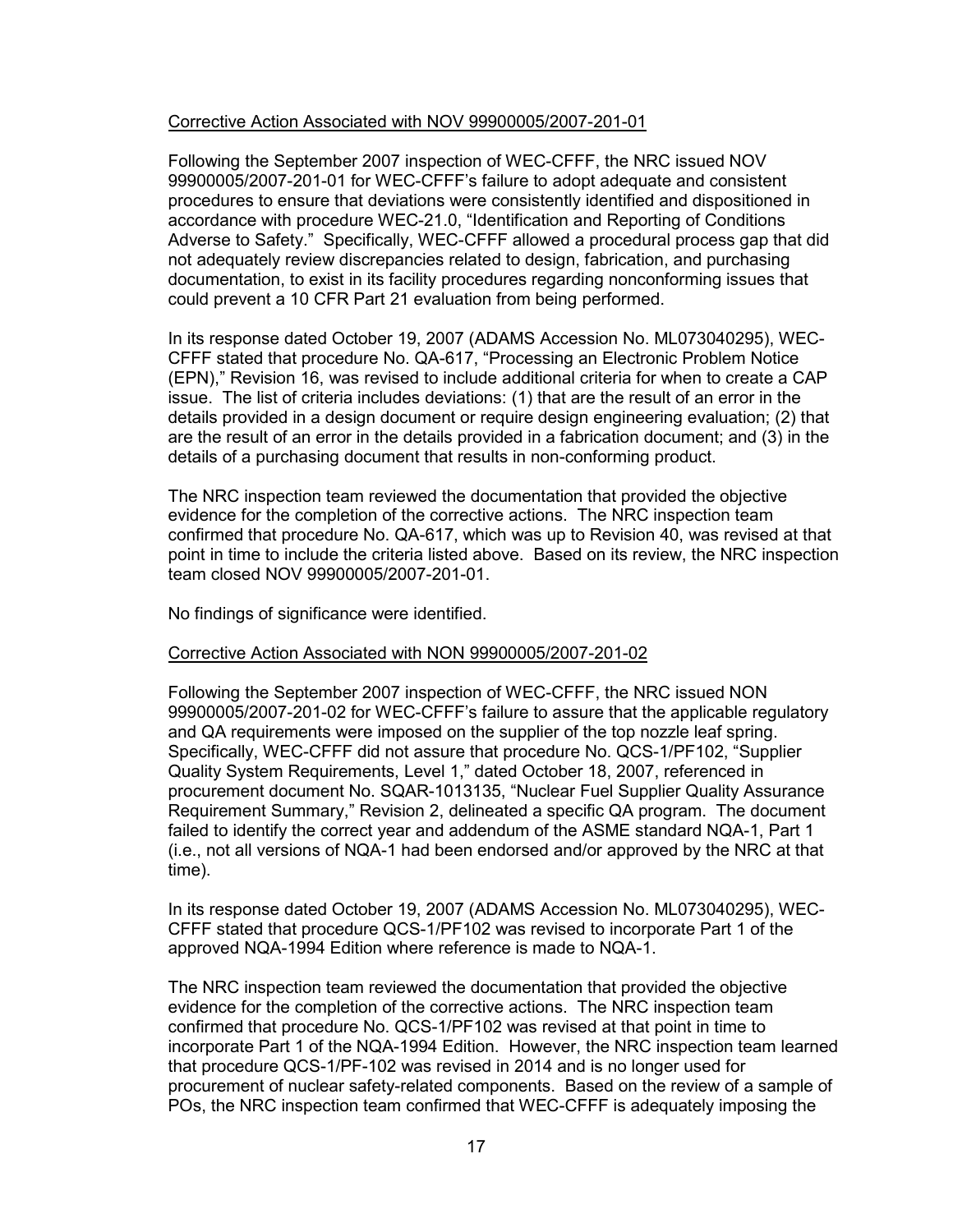Corrective Action Associated with NOV 99900005/2007-201-01

Following the September 2007 inspection of WEC-CFFF, the NRC issued NOV 99900005/2007-201-01 for WEC-CFFF's failure to adopt adequate and consistent procedures to ensure that deviations were consistently identified and dispositioned in accordance with procedure WEC-21.0, "Identification and Reporting of Conditions Adverse to Safety." Specifically, WEC-CFFF allowed a procedural process gap that did not adequately review discrepancies related to design, fabrication, and purchasing documentation, to exist in its facility procedures regarding nonconforming issues that could prevent a 10 CFR Part 21 evaluation from being performed.

In its response dated October 19, 2007 (ADAMS Accession No. ML073040295), WEC-CFFF stated that procedure No. QA-617, "Processing an Electronic Problem Notice (EPN)," Revision 16, was revised to include additional criteria for when to create a CAP issue. The list of criteria includes deviations: (1) that are the result of an error in the details provided in a design document or require design engineering evaluation; (2) that are the result of an error in the details provided in a fabrication document; and (3) in the details of a purchasing document that results in non-conforming product.

The NRC inspection team reviewed the documentation that provided the objective evidence for the completion of the corrective actions. The NRC inspection team confirmed that procedure No. QA-617, which was up to Revision 40, was revised at that point in time to include the criteria listed above. Based on its review, the NRC inspection team closed NOV 99900005/2007-201-01.

No findings of significance were identified.

Corrective Action Associated with NON 99900005/2007-201-02

Following the September 2007 inspection of WEC-CFFF, the NRC issued NON 99900005/2007-201-02 for WEC-CFFF's failure to assure that the applicable regulatory and QA requirements were imposed on the supplier of the top nozzle leaf spring. Specifically, WEC-CFFF did not assure that procedure No. QCS-1/PF102, "Supplier Quality System Requirements, Level 1," dated October 18, 2007, referenced in procurement document No. SQAR-1013135, "Nuclear Fuel Supplier Quality Assurance Requirement Summary," Revision 2, delineated a specific QA program. The document failed to identify the correct year and addendum of the ASME standard NQA-1, Part 1 (i.e., not all versions of NQA-1 had been endorsed and/or approved by the NRC at that time).

In its response dated October 19, 2007 (ADAMS Accession No. ML073040295), WEC-CFFF stated that procedure QCS-1/PF102 was revised to incorporate Part 1 of the approved NQA-1994 Edition where reference is made to NQA-1.

The NRC inspection team reviewed the documentation that provided the objective evidence for the completion of the corrective actions. The NRC inspection team confirmed that procedure No. QCS-1/PF102 was revised at that point in time to incorporate Part 1 of the NQA-1994 Edition. However, the NRC inspection team learned that procedure QCS-1/PF-102 was revised in 2014 and is no longer used for procurement of nuclear safety-related components. Based on the review of a sample of POs, the NRC inspection team confirmed that WEC-CFFF is adequately imposing the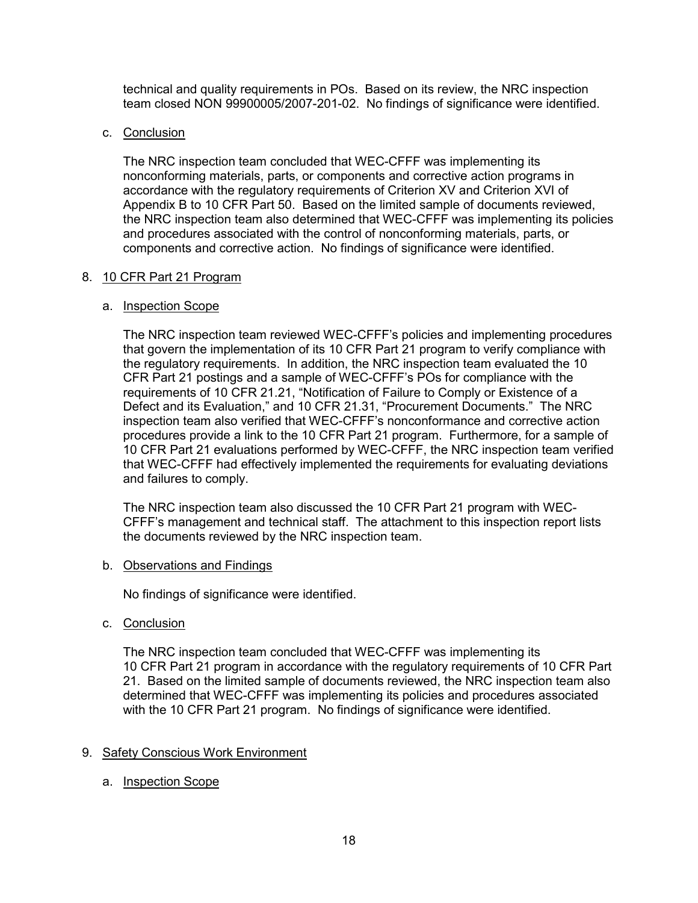technical and quality requirements in POs. Based on its review, the NRC inspection team closed NON 99900005/2007-201-02. No findings of significance were identified.

c. Conclusion

The NRC inspection team concluded that WEC-CFFF was implementing its nonconforming materials, parts, or components and corrective action programs in accordance with the regulatory requirements of Criterion XV and Criterion XVI of Appendix B to 10 CFR Part 50. Based on the limited sample of documents reviewed, the NRC inspection team also determined that WEC-CFFF was implementing its policies and procedures associated with the control of nonconforming materials, parts, or components and corrective action. No findings of significance were identified.

## 8. 10 CFR Part 21 Program

a. Inspection Scope

The NRC inspection team reviewed WEC-CFFF's policies and implementing procedures that govern the implementation of its 10 CFR Part 21 program to verify compliance with the regulatory requirements. In addition, the NRC inspection team evaluated the 10 CFR Part 21 postings and a sample of WEC-CFFF's POs for compliance with the requirements of 10 CFR 21.21, "Notification of Failure to Comply or Existence of a Defect and its Evaluation," and 10 CFR 21.31, "Procurement Documents." The NRC inspection team also verified that WEC-CFFF's nonconformance and corrective action procedures provide a link to the 10 CFR Part 21 program. Furthermore, for a sample of 10 CFR Part 21 evaluations performed by WEC-CFFF, the NRC inspection team verified that WEC-CFFF had effectively implemented the requirements for evaluating deviations and failures to comply.

The NRC inspection team also discussed the 10 CFR Part 21 program with WEC-CFFF's management and technical staff. The attachment to this inspection report lists the documents reviewed by the NRC inspection team.

b. Observations and Findings

No findings of significance were identified.

c. Conclusion

The NRC inspection team concluded that WEC-CFFF was implementing its 10 CFR Part 21 program in accordance with the regulatory requirements of 10 CFR Part 21. Based on the limited sample of documents reviewed, the NRC inspection team also determined that WEC-CFFF was implementing its policies and procedures associated with the 10 CFR Part 21 program. No findings of significance were identified.

## 9. Safety Conscious Work Environment

a. Inspection Scope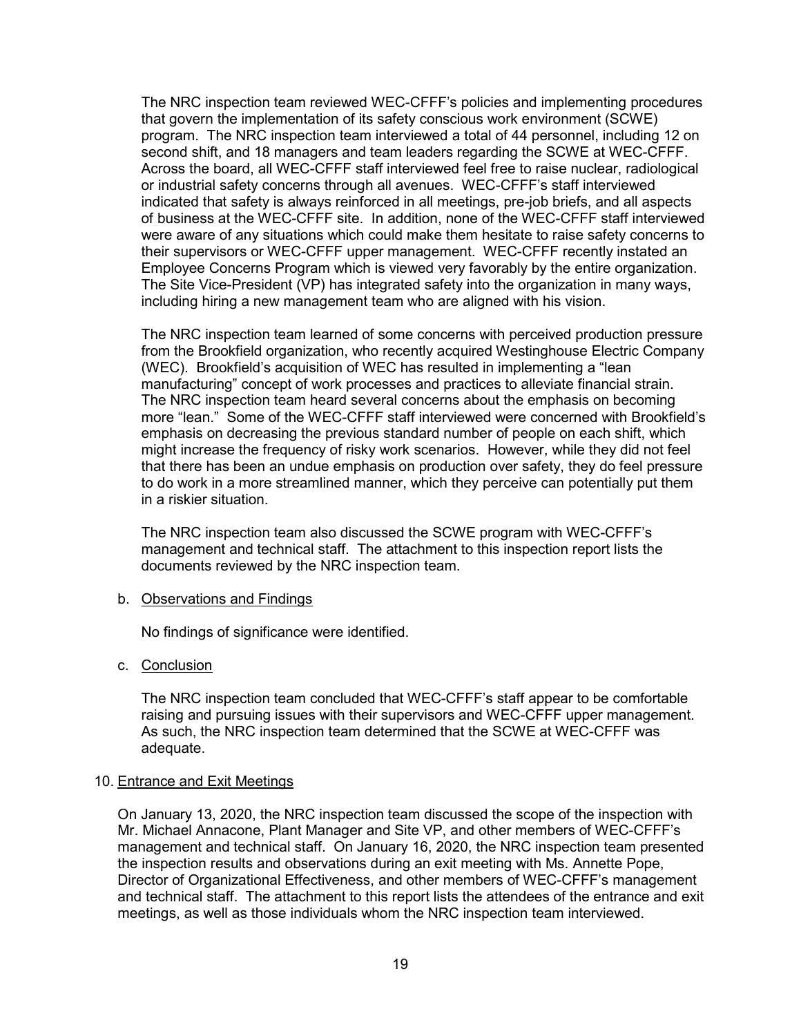The NRC inspection team reviewed WEC-CFFF's policies and implementing procedures that govern the implementation of its safety conscious work environment (SCWE) program. The NRC inspection team interviewed a total of 44 personnel, including 12 on second shift, and 18 managers and team leaders regarding the SCWE at WEC-CFFF. Across the board, all WEC-CFFF staff interviewed feel free to raise nuclear, radiological or industrial safety concerns through all avenues. WEC-CFFF's staff interviewed indicated that safety is always reinforced in all meetings, pre-job briefs, and all aspects of business at the WEC-CFFF site. In addition, none of the WEC-CFFF staff interviewed were aware of any situations which could make them hesitate to raise safety concerns to their supervisors or WEC-CFFF upper management. WEC-CFFF recently instated an Employee Concerns Program which is viewed very favorably by the entire organization. The Site Vice-President (VP) has integrated safety into the organization in many ways, including hiring a new management team who are aligned with his vision.

The NRC inspection team learned of some concerns with perceived production pressure from the Brookfield organization, who recently acquired Westinghouse Electric Company (WEC). Brookfield's acquisition of WEC has resulted in implementing a "lean manufacturing" concept of work processes and practices to alleviate financial strain. The NRC inspection team heard several concerns about the emphasis on becoming more "lean." Some of the WEC-CFFF staff interviewed were concerned with Brookfield's emphasis on decreasing the previous standard number of people on each shift, which might increase the frequency of risky work scenarios. However, while they did not feel that there has been an undue emphasis on production over safety, they do feel pressure to do work in a more streamlined manner, which they perceive can potentially put them in a riskier situation.

The NRC inspection team also discussed the SCWE program with WEC-CFFF's management and technical staff. The attachment to this inspection report lists the documents reviewed by the NRC inspection team.

b. Observations and Findings

No findings of significance were identified.

c. Conclusion

The NRC inspection team concluded that WEC-CFFF's staff appear to be comfortable raising and pursuing issues with their supervisors and WEC-CFFF upper management. As such, the NRC inspection team determined that the SCWE at WEC-CFFF was adequate.

## 10. Entrance and Exit Meetings

On January 13, 2020, the NRC inspection team discussed the scope of the inspection with Mr. Michael Annacone, Plant Manager and Site VP, and other members of WEC-CFFF's management and technical staff. On January 16, 2020, the NRC inspection team presented the inspection results and observations during an exit meeting with Ms. Annette Pope, Director of Organizational Effectiveness, and other members of WEC-CFFF's management and technical staff. The attachment to this report lists the attendees of the entrance and exit meetings, as well as those individuals whom the NRC inspection team interviewed.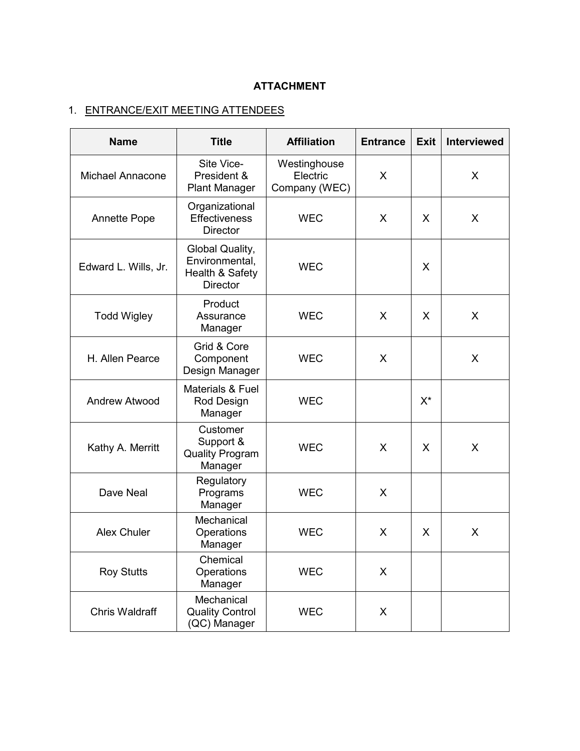**ATTACHMENT**

1. ENTRANCE/EXIT MEETING ATTENDEES

| Name | Title | Affiliation | Entrance | Exit | Interviewed |
|---|---|---|---|---|---|
| Michael Annacone | Site Vice-President & Plant Manager | Westinghouse Electric Company (WEC) | X | | X |
| Annette Pope | Organizational Effectiveness Director | WEC | X | X | X |
| Edward L. Wills, Jr. | Global Quality, Environmental, Health & Safety Director | WEC | | X | |
| Todd Wigley | Product Assurance Manager | WEC | X | X | X |
| H. Allen Pearce | Grid & Core Component Design Manager | WEC | X | | X |
| Andrew Atwood | Materials & Fuel Rod Design Manager | WEC | | X* | |
| Kathy A. Merritt | Customer Support & Quality Program Manager | WEC | X | X | X |
| Dave Neal | Regulatory Programs Manager | WEC | X | | |
| Alex Chuler | Mechanical Operations Manager | WEC | X | X | X |
| Roy Stutts | Chemical Operations Manager | WEC | X | | |
| Chris Waldraff | Mechanical Quality Control (QC) Manager | WEC | X | | |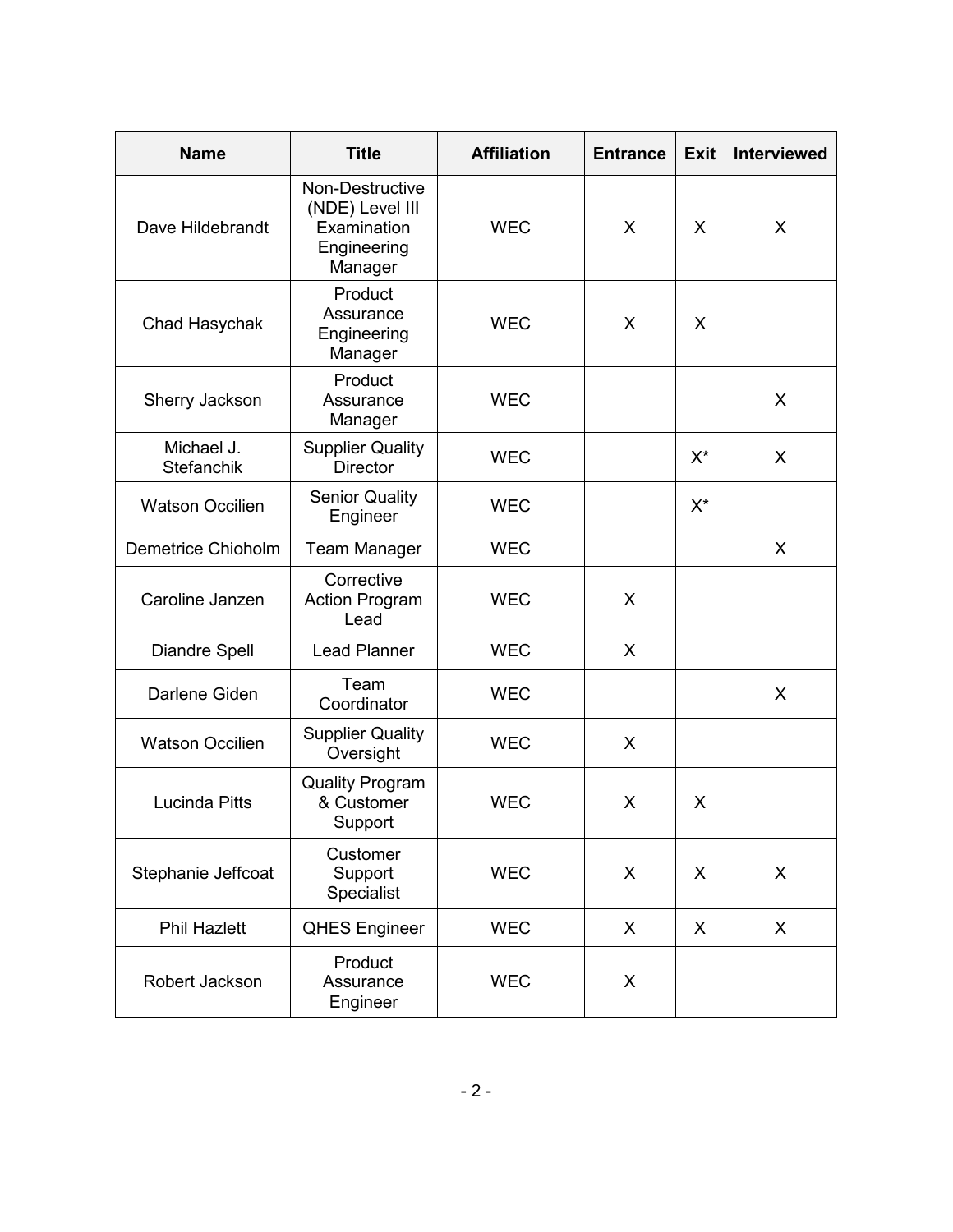| Name | Title | Affiliation | Entrance | Exit | Interviewed |
|---|---|---|---|---|---|
| Dave Hildebrandt | Non-Destructive (NDE) Level III Examination Engineering Manager | WEC | X | X | X |
| Chad Hasychak | Product Assurance Engineering Manager | WEC | X | X | |
| Sherry Jackson | Product Assurance Manager | WEC | | | X |
| Michael J. Stefanchik | Supplier Quality Director | WEC | | X* | X |
| Watson Occilien | Senior Quality Engineer | WEC | | X* | |
| Demetrice Chioholm | Team Manager | WEC | | | X |
| Caroline Janzen | Corrective Action Program Lead | WEC | X | | |
| Diandre Spell | Lead Planner | WEC | X | | |
| Darlene Giden | Team Coordinator | WEC | | | X |
| Watson Occilien | Supplier Quality Oversight | WEC | X | | |
| Lucinda Pitts | Quality Program & Customer Support | WEC | X | X | |
| Stephanie Jeffcoat | Customer Support Specialist | WEC | X | X | X |
| Phil Hazlett | QHES Engineer | WEC | X | X | X |
| Robert Jackson | Product Assurance Engineer | WEC | X | | |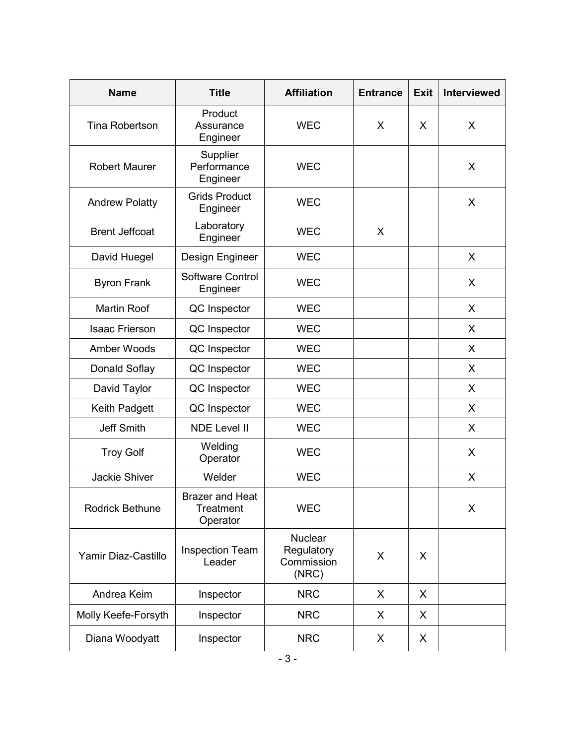| Name | Title | Affiliation | Entrance | Exit | Interviewed |
|---|---|---|---|---|---|
| Tina Robertson | Product Assurance Engineer | WEC | X | X | X |
| Robert Maurer | Supplier Performance Engineer | WEC | | | X |
| Andrew Polatty | Grids Product Engineer | WEC | | | X |
| Brent Jeffcoat | Laboratory Engineer | WEC | X | | |
| David Huegel | Design Engineer | WEC | | | X |
| Byron Frank | Software Control Engineer | WEC | | | X |
| Martin Roof | QC Inspector | WEC | | | X |
| Isaac Frierson | QC Inspector | WEC | | | X |
| Amber Woods | QC Inspector | WEC | | | X |
| Donald Soflay | QC Inspector | WEC | | | X |
| David Taylor | QC Inspector | WEC | | | X |
| Keith Padgett | QC Inspector | WEC | | | X |
| Jeff Smith | NDE Level II | WEC | | | X |
| Troy Golf | Welding Operator | WEC | | | X |
| Jackie Shiver | Welder | WEC | | | X |
| Rodrick Bethune | Brazer and Heat Treatment Operator | WEC | | | X |
| Yamir Diaz-Castillo | Inspection Team Leader | Nuclear Regulatory Commission (NRC) | X | X | |
| Andrea Keim | Inspector | NRC | X | X | |
| Molly Keefe-Forsyth | Inspector | NRC | X | X | |
| Diana Woodyatt | Inspector | NRC | X | X | |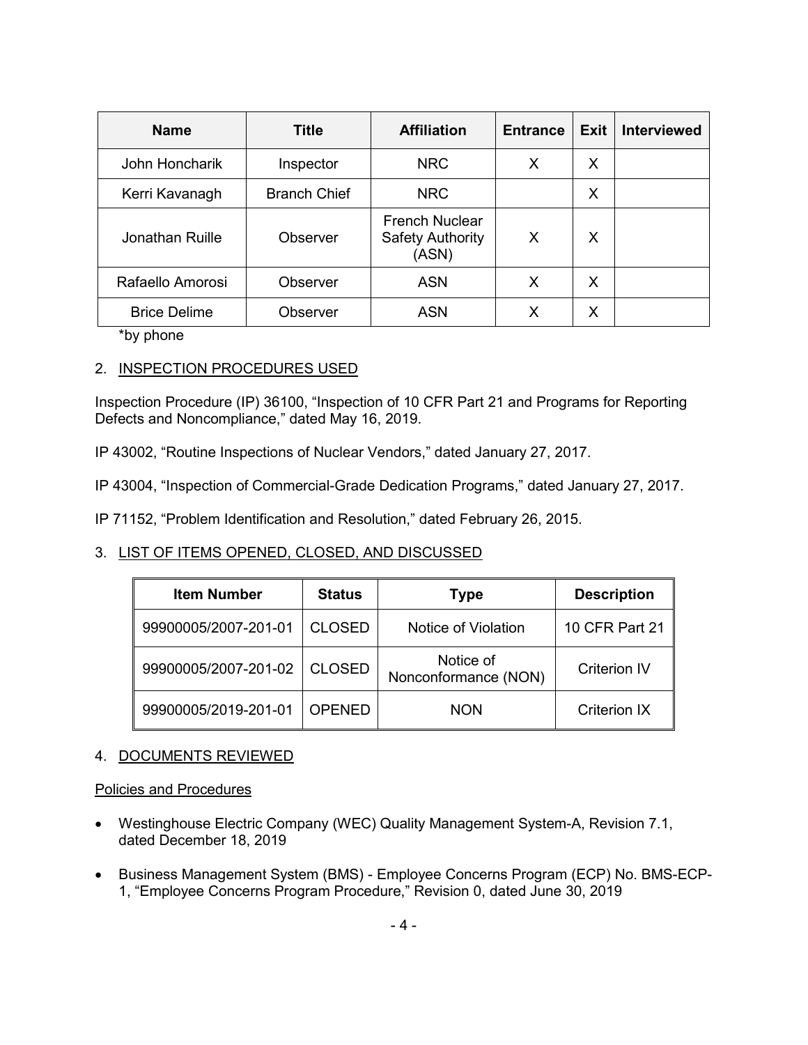| Name | Title | Affiliation | Entrance | Exit | Interviewed |
|---|---|---|---|---|---|
| John Honcharik | Inspector | NRC | X | X | |
| Kerri Kavanagh | Branch Chief | NRC | | X | |
| Jonathan Ruille | Observer | French Nuclear Safety Authority (ASN) | X | X | |
| Rafaello Amorosi | Observer | ASN | X | X | |
| Brice Delime | Observer | ASN | X | X | |

*by phone

## 2. INSPECTION PROCEDURES USED

Inspection Procedure (IP) 36100, "Inspection of 10 CFR Part 21 and Programs for Reporting Defects and Noncompliance," dated May 16, 2019.

IP 43002, "Routine Inspections of Nuclear Vendors," dated January 27, 2017.

IP 43004, "Inspection of Commercial-Grade Dedication Programs," dated January 27, 2017.

IP 71152, "Problem Identification and Resolution," dated February 26, 2015.

## 3. LIST OF ITEMS OPENED, CLOSED, AND DISCUSSED

| Item Number | Status | Type | Description |
|---|---|---|---|
| 99900005/2007-201-01 | CLOSED | Notice of Violation | 10 CFR Part 21 |
| 99900005/2007-201-02 | CLOSED | Notice of Nonconformance (NON) | Criterion IV |
| 99900005/2019-201-01 | OPENED | NON | Criterion IX |

## 4. DOCUMENTS REVIEWED

Policies and Procedures

- Westinghouse Electric Company (WEC) Quality Management System-A, Revision 7.1, dated December 18, 2019
- Business Management System (BMS) - Employee Concerns Program (ECP) No. BMS-ECP-1, "Employee Concerns Program Procedure," Revision 0, dated June 30, 2019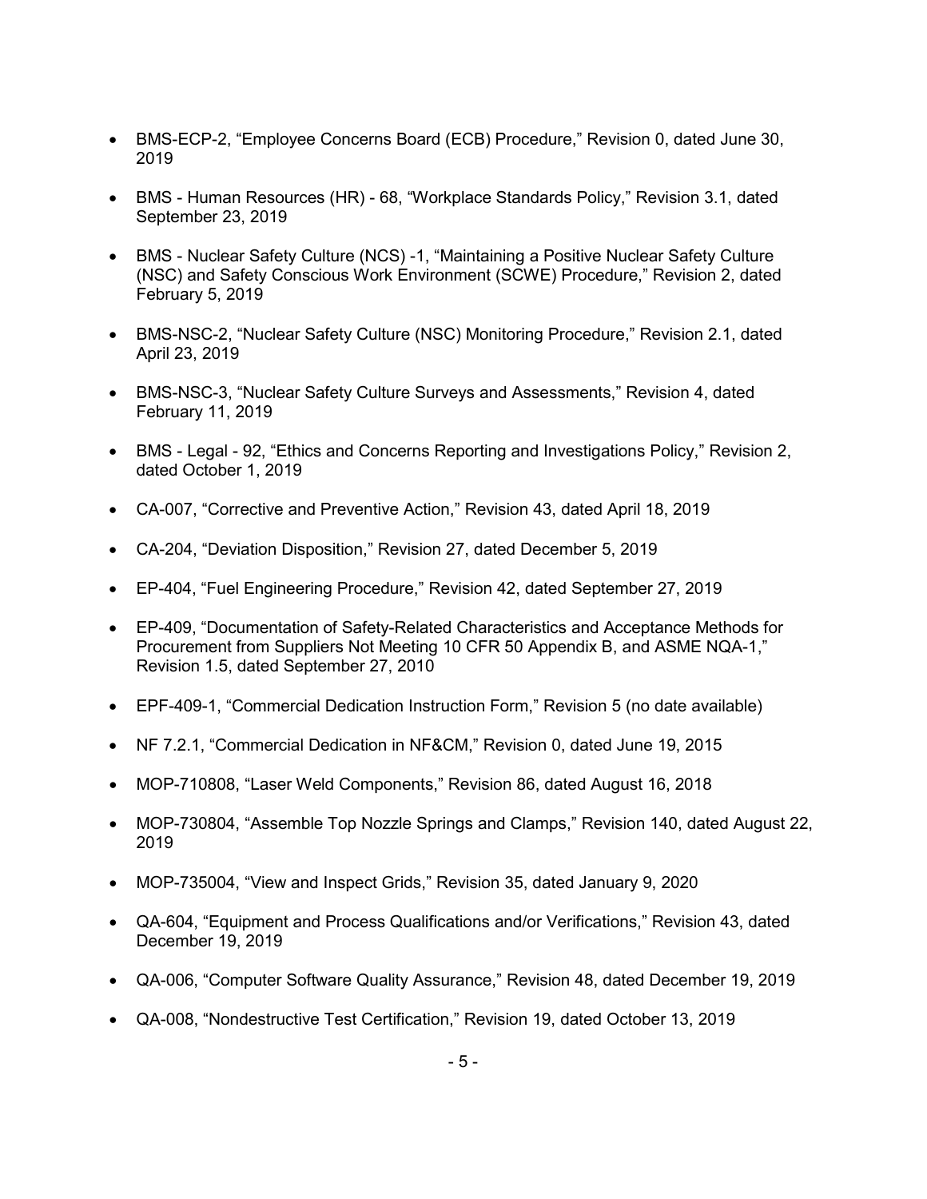- BMS-ECP-2, “Employee Concerns Board (ECB) Procedure,” Revision 0, dated June 30, 2019

- BMS - Human Resources (HR) - 68, “Workplace Standards Policy,” Revision 3.1, dated September 23, 2019

- BMS - Nuclear Safety Culture (NCS) -1, “Maintaining a Positive Nuclear Safety Culture (NSC) and Safety Conscious Work Environment (SCWE) Procedure,” Revision 2, dated February 5, 2019

- BMS-NSC-2, “Nuclear Safety Culture (NSC) Monitoring Procedure,” Revision 2.1, dated April 23, 2019

- BMS-NSC-3, “Nuclear Safety Culture Surveys and Assessments,” Revision 4, dated February 11, 2019

- BMS - Legal - 92, “Ethics and Concerns Reporting and Investigations Policy,” Revision 2, dated October 1, 2019

- CA-007, “Corrective and Preventive Action,” Revision 43, dated April 18, 2019

- CA-204, “Deviation Disposition,” Revision 27, dated December 5, 2019

- EP-404, “Fuel Engineering Procedure,” Revision 42, dated September 27, 2019

- EP-409, “Documentation of Safety-Related Characteristics and Acceptance Methods for Procurement from Suppliers Not Meeting 10 CFR 50 Appendix B, and ASME NQA-1,” Revision 1.5, dated September 27, 2010

- EPF-409-1, “Commercial Dedication Instruction Form,” Revision 5 (no date available)

- NF 7.2.1, “Commercial Dedication in NF&CM,” Revision 0, dated June 19, 2015

- MOP-710808, “Laser Weld Components,” Revision 86, dated August 16, 2018

- MOP-730804, “Assemble Top Nozzle Springs and Clamps,” Revision 140, dated August 22, 2019

- MOP-735004, “View and Inspect Grids,” Revision 35, dated January 9, 2020

- QA-604, “Equipment and Process Qualifications and/or Verifications,” Revision 43, dated December 19, 2019

- QA-006, “Computer Software Quality Assurance,” Revision 48, dated December 19, 2019

- QA-008, “Nondestructive Test Certification,” Revision 19, dated October 13, 2019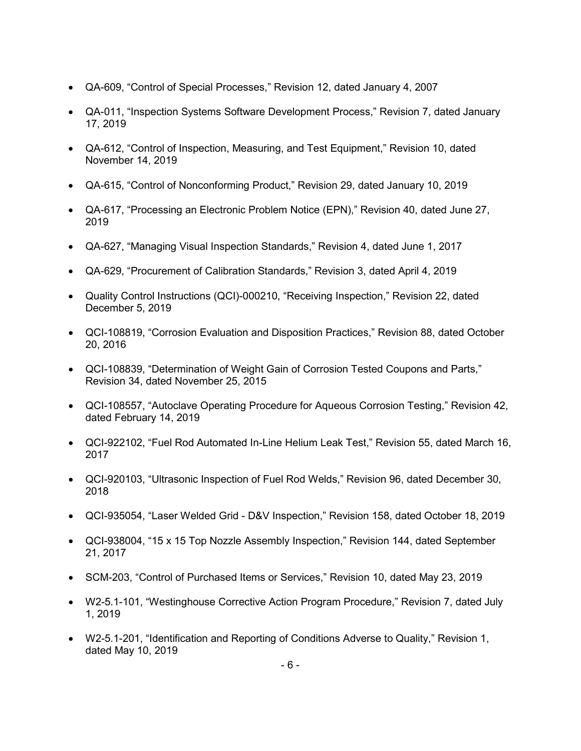- QA-609, “Control of Special Processes,” Revision 12, dated January 4, 2007
- QA-011, “Inspection Systems Software Development Process,” Revision 7, dated January 17, 2019
- QA-612, “Control of Inspection, Measuring, and Test Equipment,” Revision 10, dated November 14, 2019
- QA-615, “Control of Nonconforming Product,” Revision 29, dated January 10, 2019
- QA-617, “Processing an Electronic Problem Notice (EPN),” Revision 40, dated June 27, 2019
- QA-627, “Managing Visual Inspection Standards,” Revision 4, dated June 1, 2017
- QA-629, “Procurement of Calibration Standards,” Revision 3, dated April 4, 2019
- Quality Control Instructions (QCI)-000210, “Receiving Inspection,” Revision 22, dated December 5, 2019
- QCI-108819, “Corrosion Evaluation and Disposition Practices,” Revision 88, dated October 20, 2016
- QCI-108839, “Determination of Weight Gain of Corrosion Tested Coupons and Parts,” Revision 34, dated November 25, 2015
- QCI-108557, “Autoclave Operating Procedure for Aqueous Corrosion Testing,” Revision 42, dated February 14, 2019
- QCI-922102, “Fuel Rod Automated In-Line Helium Leak Test,” Revision 55, dated March 16, 2017
- QCI-920103, “Ultrasonic Inspection of Fuel Rod Welds,” Revision 96, dated December 30, 2018
- QCI-935054, “Laser Welded Grid - D&V Inspection,” Revision 158, dated October 18, 2019
- QCI-938004, “15 x 15 Top Nozzle Assembly Inspection,” Revision 144, dated September 21, 2017
- SCM-203, “Control of Purchased Items or Services,” Revision 10, dated May 23, 2019
- W2-5.1-101, “Westinghouse Corrective Action Program Procedure,” Revision 7, dated July 1, 2019
- W2-5.1-201, “Identification and Reporting of Conditions Adverse to Quality,” Revision 1, dated May 10, 2019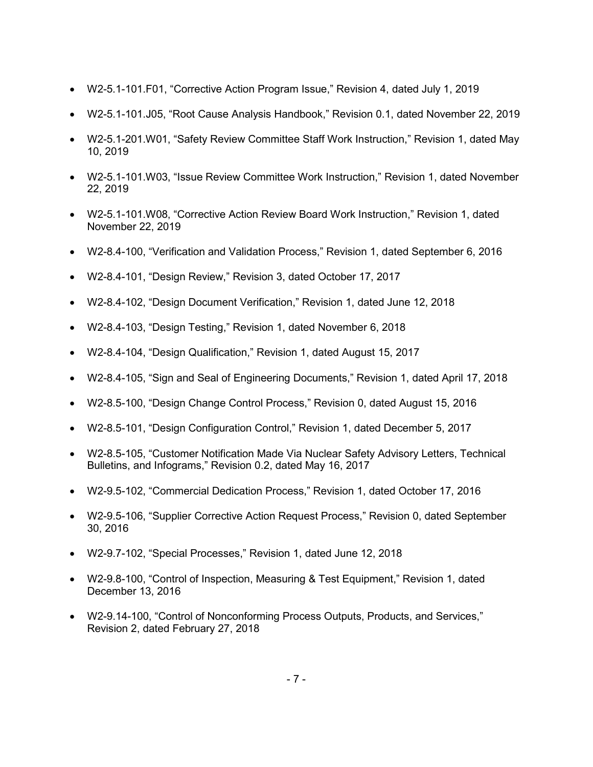- W2-5.1-101.F01, "Corrective Action Program Issue," Revision 4, dated July 1, 2019
- W2-5.1-101.J05, "Root Cause Analysis Handbook," Revision 0.1, dated November 22, 2019
- W2-5.1-201.W01, "Safety Review Committee Staff Work Instruction," Revision 1, dated May 10, 2019
- W2-5.1-101.W03, "Issue Review Committee Work Instruction," Revision 1, dated November 22, 2019
- W2-5.1-101.W08, "Corrective Action Review Board Work Instruction," Revision 1, dated November 22, 2019
- W2-8.4-100, "Verification and Validation Process," Revision 1, dated September 6, 2016
- W2-8.4-101, "Design Review," Revision 3, dated October 17, 2017
- W2-8.4-102, "Design Document Verification," Revision 1, dated June 12, 2018
- W2-8.4-103, "Design Testing," Revision 1, dated November 6, 2018
- W2-8.4-104, "Design Qualification," Revision 1, dated August 15, 2017
- W2-8.4-105, "Sign and Seal of Engineering Documents," Revision 1, dated April 17, 2018
- W2-8.5-100, "Design Change Control Process," Revision 0, dated August 15, 2016
- W2-8.5-101, "Design Configuration Control," Revision 1, dated December 5, 2017
- W2-8.5-105, "Customer Notification Made Via Nuclear Safety Advisory Letters, Technical Bulletins, and Infograms," Revision 0.2, dated May 16, 2017
- W2-9.5-102, "Commercial Dedication Process," Revision 1, dated October 17, 2016
- W2-9.5-106, "Supplier Corrective Action Request Process," Revision 0, dated September 30, 2016
- W2-9.7-102, "Special Processes," Revision 1, dated June 12, 2018
- W2-9.8-100, "Control of Inspection, Measuring & Test Equipment," Revision 1, dated December 13, 2016
- W2-9.14-100, "Control of Nonconforming Process Outputs, Products, and Services," Revision 2, dated February 27, 2018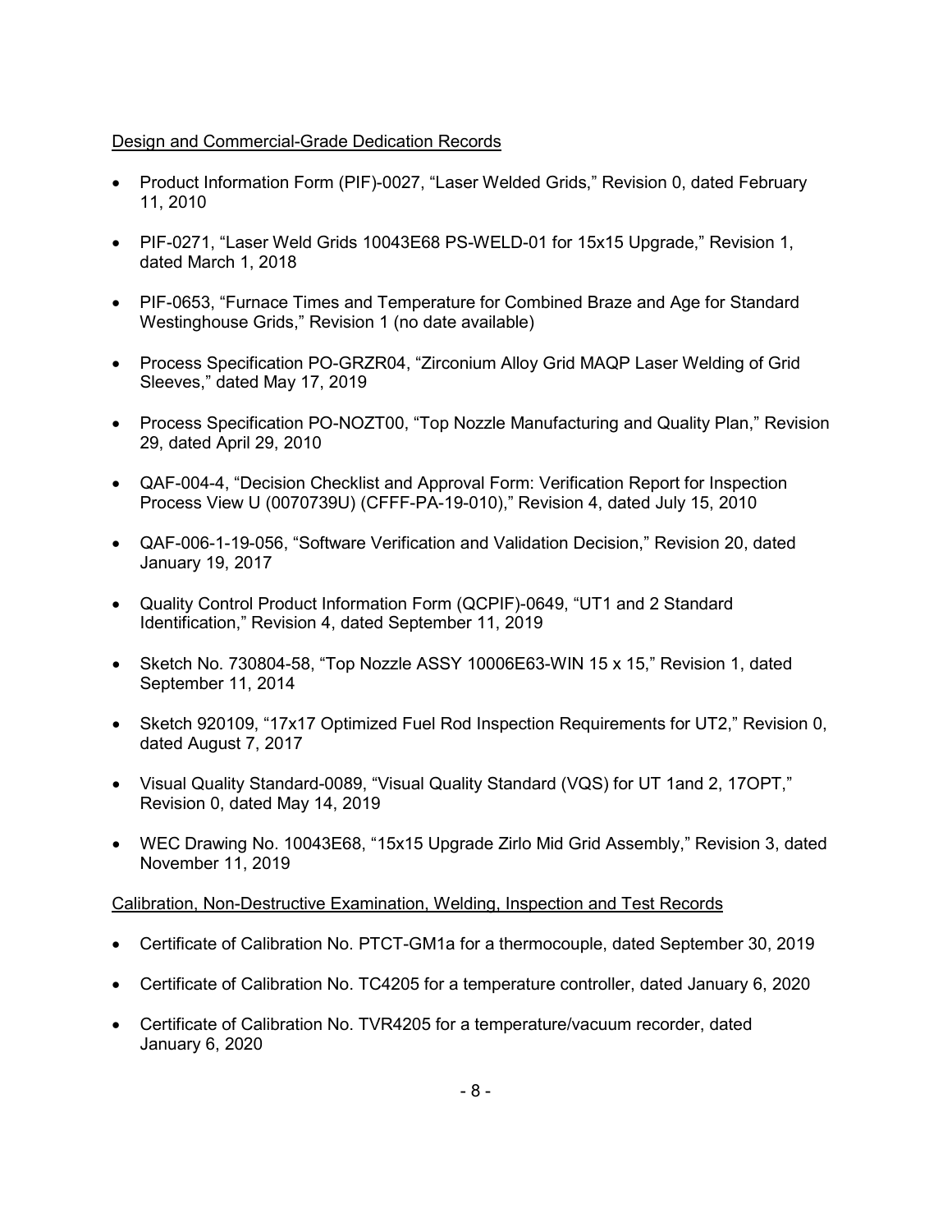Design and Commercial-Grade Dedication Records

- Product Information Form (PIF)-0027, "Laser Welded Grids," Revision 0, dated February 11, 2010
- PIF-0271, "Laser Weld Grids 10043E68 PS-WELD-01 for 15x15 Upgrade," Revision 1, dated March 1, 2018
- PIF-0653, "Furnace Times and Temperature for Combined Braze and Age for Standard Westinghouse Grids," Revision 1 (no date available)
- Process Specification PO-GRZR04, "Zirconium Alloy Grid MAQP Laser Welding of Grid Sleeves," dated May 17, 2019
- Process Specification PO-NOZT00, "Top Nozzle Manufacturing and Quality Plan," Revision 29, dated April 29, 2010
- QAF-004-4, "Decision Checklist and Approval Form: Verification Report for Inspection Process View U (0070739U) (CFFF-PA-19-010)," Revision 4, dated July 15, 2010
- QAF-006-1-19-056, "Software Verification and Validation Decision," Revision 20, dated January 19, 2017
- Quality Control Product Information Form (QCPIF)-0649, "UT1 and 2 Standard Identification," Revision 4, dated September 11, 2019
- Sketch No. 730804-58, "Top Nozzle ASSY 10006E63-WIN 15 x 15," Revision 1, dated September 11, 2014
- Sketch 920109, "17x17 Optimized Fuel Rod Inspection Requirements for UT2," Revision 0, dated August 7, 2017
- Visual Quality Standard-0089, "Visual Quality Standard (VQS) for UT 1and 2, 17OPT," Revision 0, dated May 14, 2019
- WEC Drawing No. 10043E68, "15x15 Upgrade Zirlo Mid Grid Assembly," Revision 3, dated November 11, 2019

Calibration, Non-Destructive Examination, Welding, Inspection and Test Records

- Certificate of Calibration No. PTCT-GM1a for a thermocouple, dated September 30, 2019
- Certificate of Calibration No. TC4205 for a temperature controller, dated January 6, 2020
- Certificate of Calibration No. TVR4205 for a temperature/vacuum recorder, dated January 6, 2020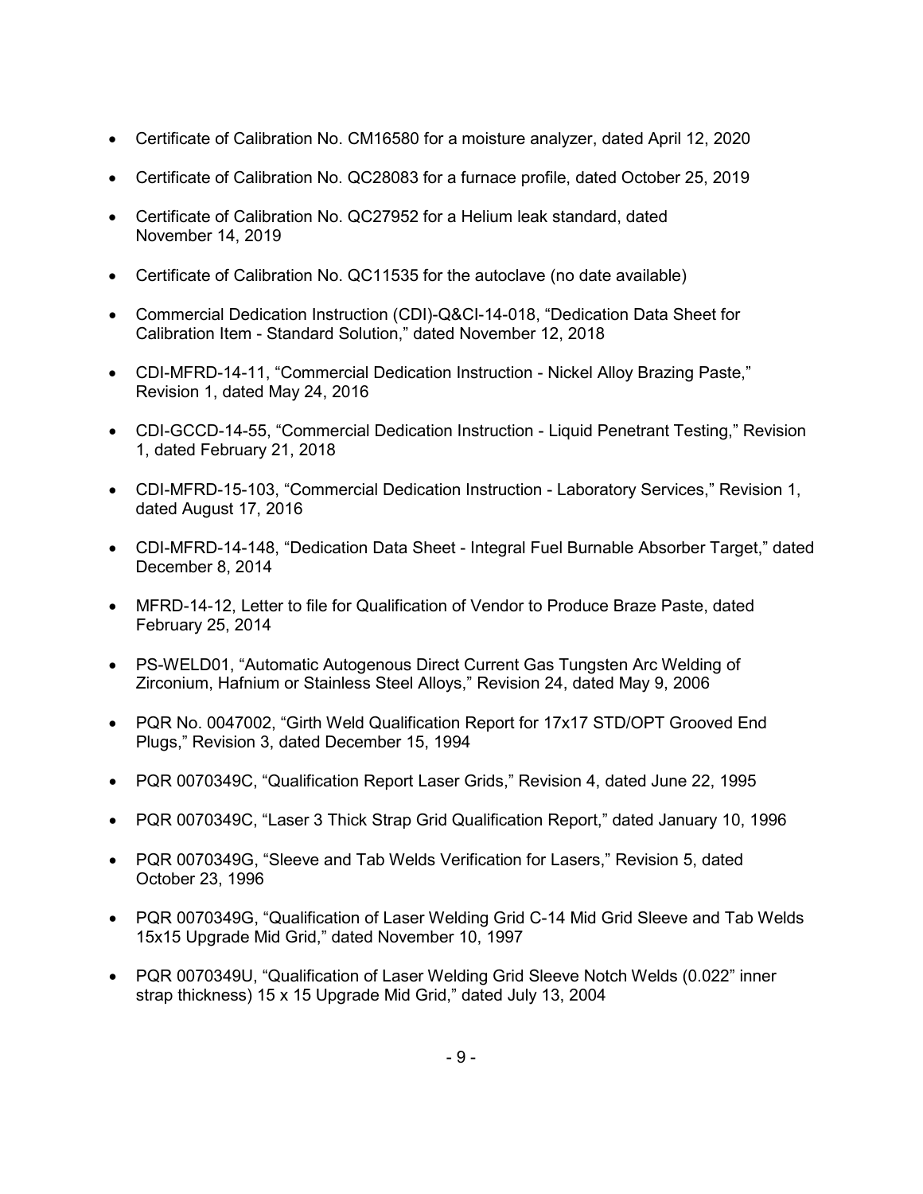- Certificate of Calibration No. CM16580 for a moisture analyzer, dated April 12, 2020
- Certificate of Calibration No. QC28083 for a furnace profile, dated October 25, 2019
- Certificate of Calibration No. QC27952 for a Helium leak standard, dated November 14, 2019
- Certificate of Calibration No. QC11535 for the autoclave (no date available)
- Commercial Dedication Instruction (CDI)-Q&CI-14-018, "Dedication Data Sheet for Calibration Item - Standard Solution," dated November 12, 2018
- CDI-MFRD-14-11, "Commercial Dedication Instruction - Nickel Alloy Brazing Paste," Revision 1, dated May 24, 2016
- CDI-GCCD-14-55, "Commercial Dedication Instruction - Liquid Penetrant Testing," Revision 1, dated February 21, 2018
- CDI-MFRD-15-103, "Commercial Dedication Instruction - Laboratory Services," Revision 1, dated August 17, 2016
- CDI-MFRD-14-148, "Dedication Data Sheet - Integral Fuel Burnable Absorber Target," dated December 8, 2014
- MFRD-14-12, Letter to file for Qualification of Vendor to Produce Braze Paste, dated February 25, 2014
- PS-WELD01, "Automatic Autogenous Direct Current Gas Tungsten Arc Welding of Zirconium, Hafnium or Stainless Steel Alloys," Revision 24, dated May 9, 2006
- PQR No. 0047002, "Girth Weld Qualification Report for 17x17 STD/OPT Grooved End Plugs," Revision 3, dated December 15, 1994
- PQR 0070349C, "Qualification Report Laser Grids," Revision 4, dated June 22, 1995
- PQR 0070349C, "Laser 3 Thick Strap Grid Qualification Report," dated January 10, 1996
- PQR 0070349G, "Sleeve and Tab Welds Verification for Lasers," Revision 5, dated October 23, 1996
- PQR 0070349G, "Qualification of Laser Welding Grid C-14 Mid Grid Sleeve and Tab Welds 15x15 Upgrade Mid Grid," dated November 10, 1997
- PQR 0070349U, "Qualification of Laser Welding Grid Sleeve Notch Welds (0.022" inner strap thickness) 15 x 15 Upgrade Mid Grid," dated July 13, 2004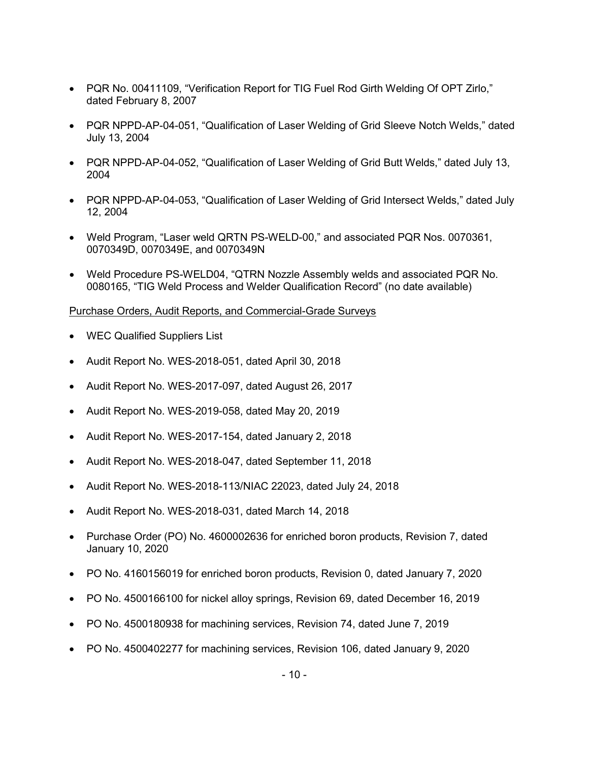- PQR No. 00411109, "Verification Report for TIG Fuel Rod Girth Welding Of OPT Zirlo," dated February 8, 2007
- PQR NPPD-AP-04-051, "Qualification of Laser Welding of Grid Sleeve Notch Welds," dated July 13, 2004
- PQR NPPD-AP-04-052, "Qualification of Laser Welding of Grid Butt Welds," dated July 13, 2004
- PQR NPPD-AP-04-053, "Qualification of Laser Welding of Grid Intersect Welds," dated July 12, 2004
- Weld Program, "Laser weld QRTN PS-WELD-00," and associated PQR Nos. 0070361, 0070349D, 0070349E, and 0070349N
- Weld Procedure PS-WELD04, "QTRN Nozzle Assembly welds and associated PQR No. 0080165, "TIG Weld Process and Welder Qualification Record" (no date available)

<u>Purchase Orders, Audit Reports, and Commercial-Grade Surveys</u>

- WEC Qualified Suppliers List
- Audit Report No. WES-2018-051, dated April 30, 2018
- Audit Report No. WES-2017-097, dated August 26, 2017
- Audit Report No. WES-2019-058, dated May 20, 2019
- Audit Report No. WES-2017-154, dated January 2, 2018
- Audit Report No. WES-2018-047, dated September 11, 2018
- Audit Report No. WES-2018-113/NIAC 22023, dated July 24, 2018
- Audit Report No. WES-2018-031, dated March 14, 2018
- Purchase Order (PO) No. 4600002636 for enriched boron products, Revision 7, dated January 10, 2020
- PO No. 4160156019 for enriched boron products, Revision 0, dated January 7, 2020
- PO No. 4500166100 for nickel alloy springs, Revision 69, dated December 16, 2019
- PO No. 4500180938 for machining services, Revision 74, dated June 7, 2019
- PO No. 4500402277 for machining services, Revision 106, dated January 9, 2020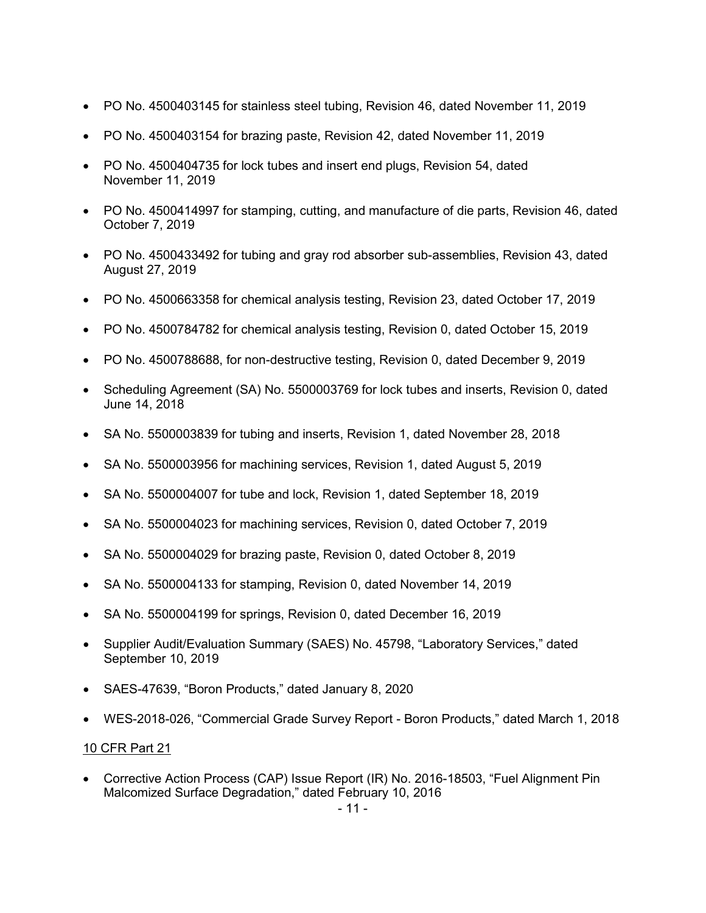- PO No. 4500403145 for stainless steel tubing, Revision 46, dated November 11, 2019
- PO No. 4500403154 for brazing paste, Revision 42, dated November 11, 2019
- PO No. 4500404735 for lock tubes and insert end plugs, Revision 54, dated November 11, 2019
- PO No. 4500414997 for stamping, cutting, and manufacture of die parts, Revision 46, dated October 7, 2019
- PO No. 4500433492 for tubing and gray rod absorber sub-assemblies, Revision 43, dated August 27, 2019
- PO No. 4500663358 for chemical analysis testing, Revision 23, dated October 17, 2019
- PO No. 4500784782 for chemical analysis testing, Revision 0, dated October 15, 2019
- PO No. 4500788688, for non-destructive testing, Revision 0, dated December 9, 2019
- Scheduling Agreement (SA) No. 5500003769 for lock tubes and inserts, Revision 0, dated June 14, 2018
- SA No. 5500003839 for tubing and inserts, Revision 1, dated November 28, 2018
- SA No. 5500003956 for machining services, Revision 1, dated August 5, 2019
- SA No. 5500004007 for tube and lock, Revision 1, dated September 18, 2019
- SA No. 5500004023 for machining services, Revision 0, dated October 7, 2019
- SA No. 5500004029 for brazing paste, Revision 0, dated October 8, 2019
- SA No. 5500004133 for stamping, Revision 0, dated November 14, 2019
- SA No. 5500004199 for springs, Revision 0, dated December 16, 2019
- Supplier Audit/Evaluation Summary (SAES) No. 45798, "Laboratory Services," dated September 10, 2019
- SAES-47639, "Boron Products," dated January 8, 2020
- WES-2018-026, "Commercial Grade Survey Report - Boron Products," dated March 1, 2018

<u>10 CFR Part 21</u>

- Corrective Action Process (CAP) Issue Report (IR) No. 2016-18503, "Fuel Alignment Pin Malcomized Surface Degradation," dated February 10, 2016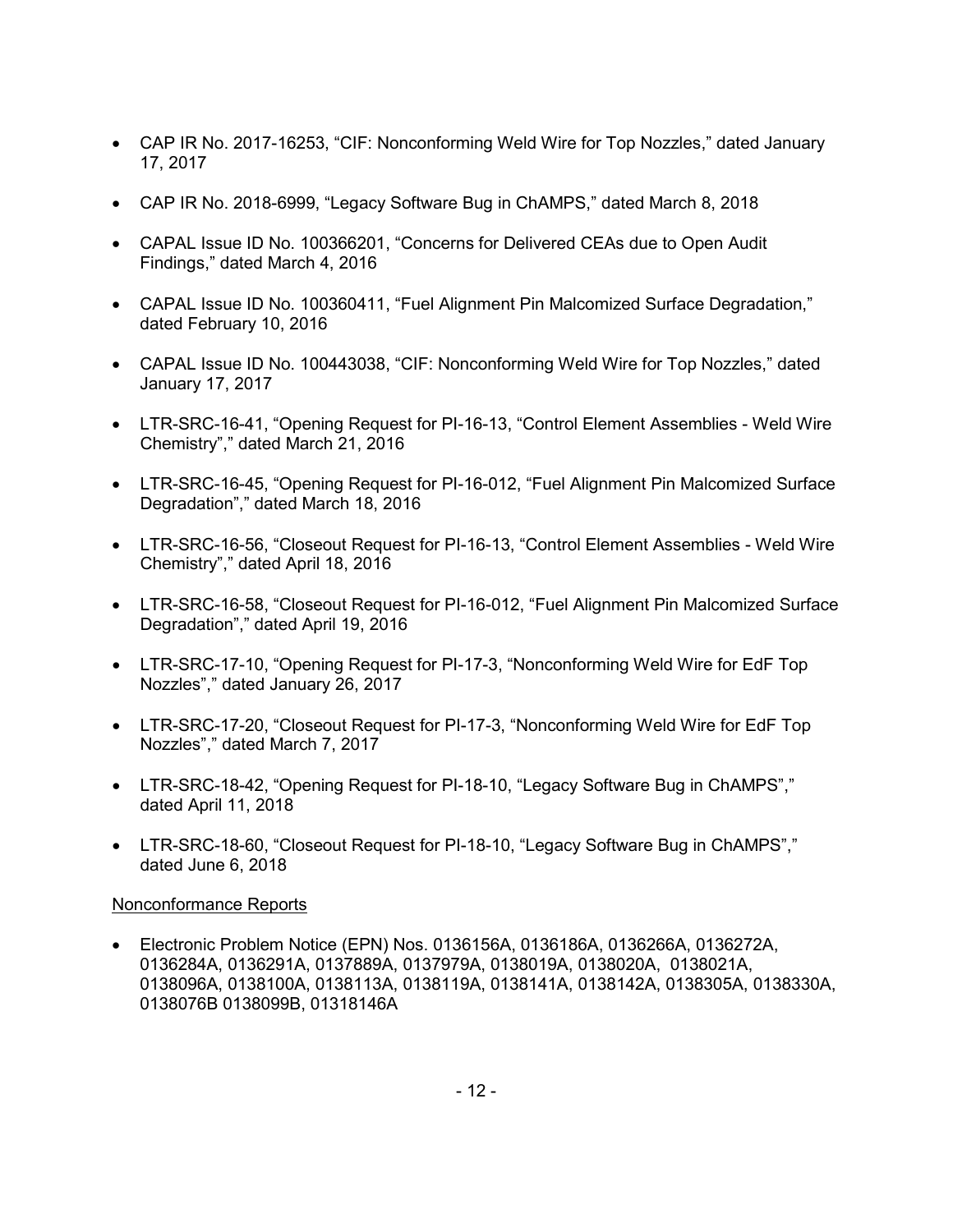- CAP IR No. 2017-16253, “CIF: Nonconforming Weld Wire for Top Nozzles,” dated January 17, 2017
- CAP IR No. 2018-6999, “Legacy Software Bug in ChAMPS,” dated March 8, 2018
- CAPAL Issue ID No. 100366201, “Concerns for Delivered CEAs due to Open Audit Findings,” dated March 4, 2016
- CAPAL Issue ID No. 100360411, “Fuel Alignment Pin Malcomized Surface Degradation,” dated February 10, 2016
- CAPAL Issue ID No. 100443038, “CIF: Nonconforming Weld Wire for Top Nozzles,” dated January 17, 2017
- LTR-SRC-16-41, “Opening Request for PI-16-13, “Control Element Assemblies - Weld Wire Chemistry”,” dated March 21, 2016
- LTR-SRC-16-45, “Opening Request for PI-16-012, “Fuel Alignment Pin Malcomized Surface Degradation”,” dated March 18, 2016
- LTR-SRC-16-56, “Closeout Request for PI-16-13, “Control Element Assemblies - Weld Wire Chemistry”,” dated April 18, 2016
- LTR-SRC-16-58, “Closeout Request for PI-16-012, “Fuel Alignment Pin Malcomized Surface Degradation”,” dated April 19, 2016
- LTR-SRC-17-10, “Opening Request for PI-17-3, “Nonconforming Weld Wire for EdF Top Nozzles”,” dated January 26, 2017
- LTR-SRC-17-20, “Closeout Request for PI-17-3, “Nonconforming Weld Wire for EdF Top Nozzles”,” dated March 7, 2017
- LTR-SRC-18-42, “Opening Request for PI-18-10, “Legacy Software Bug in ChAMPS”,” dated April 11, 2018
- LTR-SRC-18-60, “Closeout Request for PI-18-10, “Legacy Software Bug in ChAMPS”,” dated June 6, 2018

<u>Nonconformance Reports</u>

- Electronic Problem Notice (EPN) Nos. 0136156A, 0136186A, 0136266A, 0136272A, 0136284A, 0136291A, 0137889A, 0137979A, 0138019A, 0138020A, 0138021A, 0138096A, 0138100A, 0138113A, 0138119A, 0138141A, 0138142A, 0138305A, 0138330A, 0138076B 0138099B, 01318146A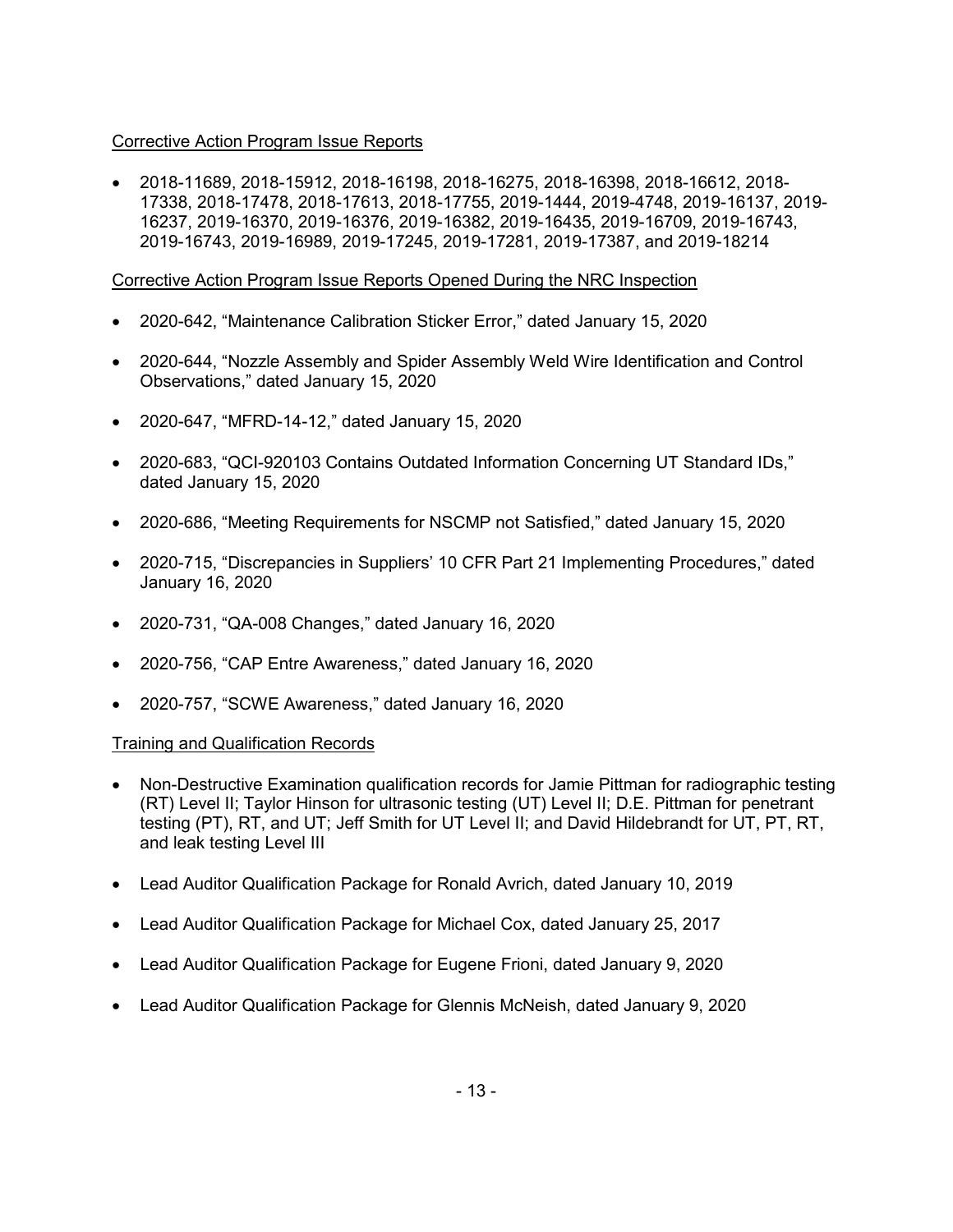Corrective Action Program Issue Reports

- 2018-11689, 2018-15912, 2018-16198, 2018-16275, 2018-16398, 2018-16612, 2018-17338, 2018-17478, 2018-17613, 2018-17755, 2019-1444, 2019-4748, 2019-16137, 2019-16237, 2019-16370, 2019-16376, 2019-16382, 2019-16435, 2019-16709, 2019-16743, 2019-16743, 2019-16989, 2019-17245, 2019-17281, 2019-17387, and 2019-18214

Corrective Action Program Issue Reports Opened During the NRC Inspection

- 2020-642, "Maintenance Calibration Sticker Error," dated January 15, 2020
- 2020-644, "Nozzle Assembly and Spider Assembly Weld Wire Identification and Control Observations," dated January 15, 2020
- 2020-647, "MFRD-14-12," dated January 15, 2020
- 2020-683, "QCI-920103 Contains Outdated Information Concerning UT Standard IDs," dated January 15, 2020
- 2020-686, "Meeting Requirements for NSCMP not Satisfied," dated January 15, 2020
- 2020-715, "Discrepancies in Suppliers' 10 CFR Part 21 Implementing Procedures," dated January 16, 2020
- 2020-731, "QA-008 Changes," dated January 16, 2020
- 2020-756, "CAP Entre Awareness," dated January 16, 2020
- 2020-757, "SCWE Awareness," dated January 16, 2020

Training and Qualification Records

- Non-Destructive Examination qualification records for Jamie Pittman for radiographic testing (RT) Level II; Taylor Hinson for ultrasonic testing (UT) Level II; D.E. Pittman for penetrant testing (PT), RT, and UT; Jeff Smith for UT Level II; and David Hildebrandt for UT, PT, RT, and leak testing Level III
- Lead Auditor Qualification Package for Ronald Avrich, dated January 10, 2019
- Lead Auditor Qualification Package for Michael Cox, dated January 25, 2017
- Lead Auditor Qualification Package for Eugene Frioni, dated January 9, 2020
- Lead Auditor Qualification Package for Glennis McNeish, dated January 9, 2020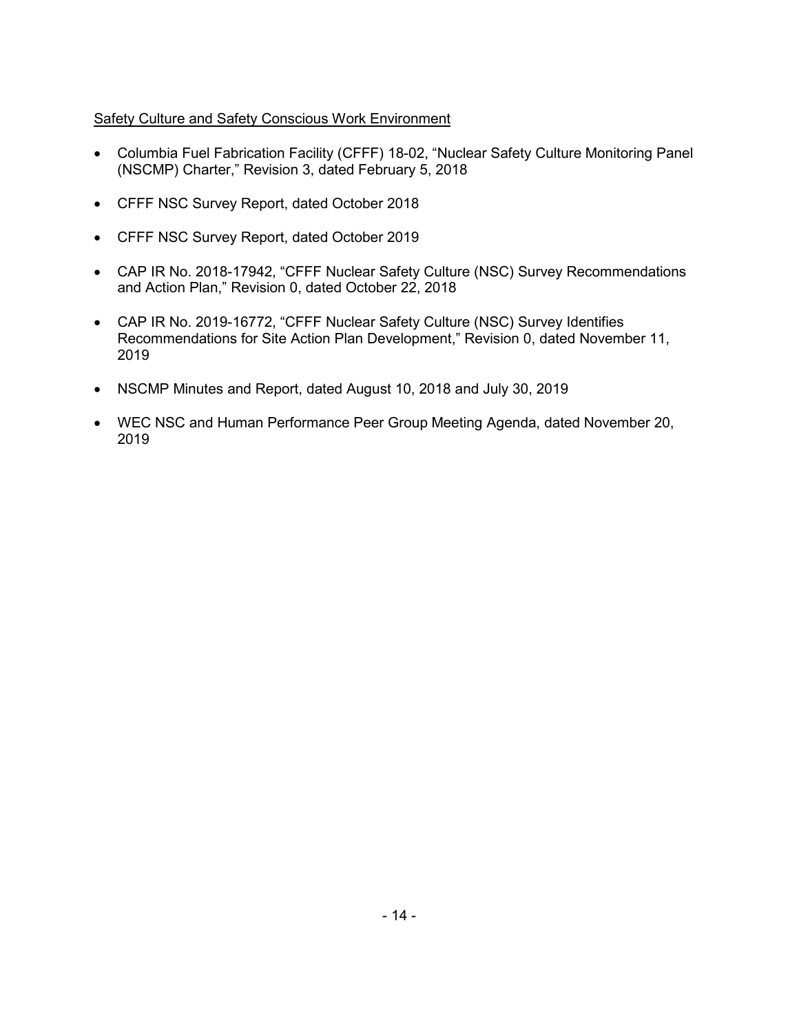Safety Culture and Safety Conscious Work Environment

- Columbia Fuel Fabrication Facility (CFFF) 18-02, "Nuclear Safety Culture Monitoring Panel (NSCMP) Charter," Revision 3, dated February 5, 2018

- CFFF NSC Survey Report, dated October 2018

- CFFF NSC Survey Report, dated October 2019

- CAP IR No. 2018-17942, "CFFF Nuclear Safety Culture (NSC) Survey Recommendations and Action Plan," Revision 0, dated October 22, 2018

- CAP IR No. 2019-16772, "CFFF Nuclear Safety Culture (NSC) Survey Identifies Recommendations for Site Action Plan Development," Revision 0, dated November 11, 2019

- NSCMP Minutes and Report, dated August 10, 2018 and July 30, 2019

- WEC NSC and Human Performance Peer Group Meeting Agenda, dated November 20, 2019